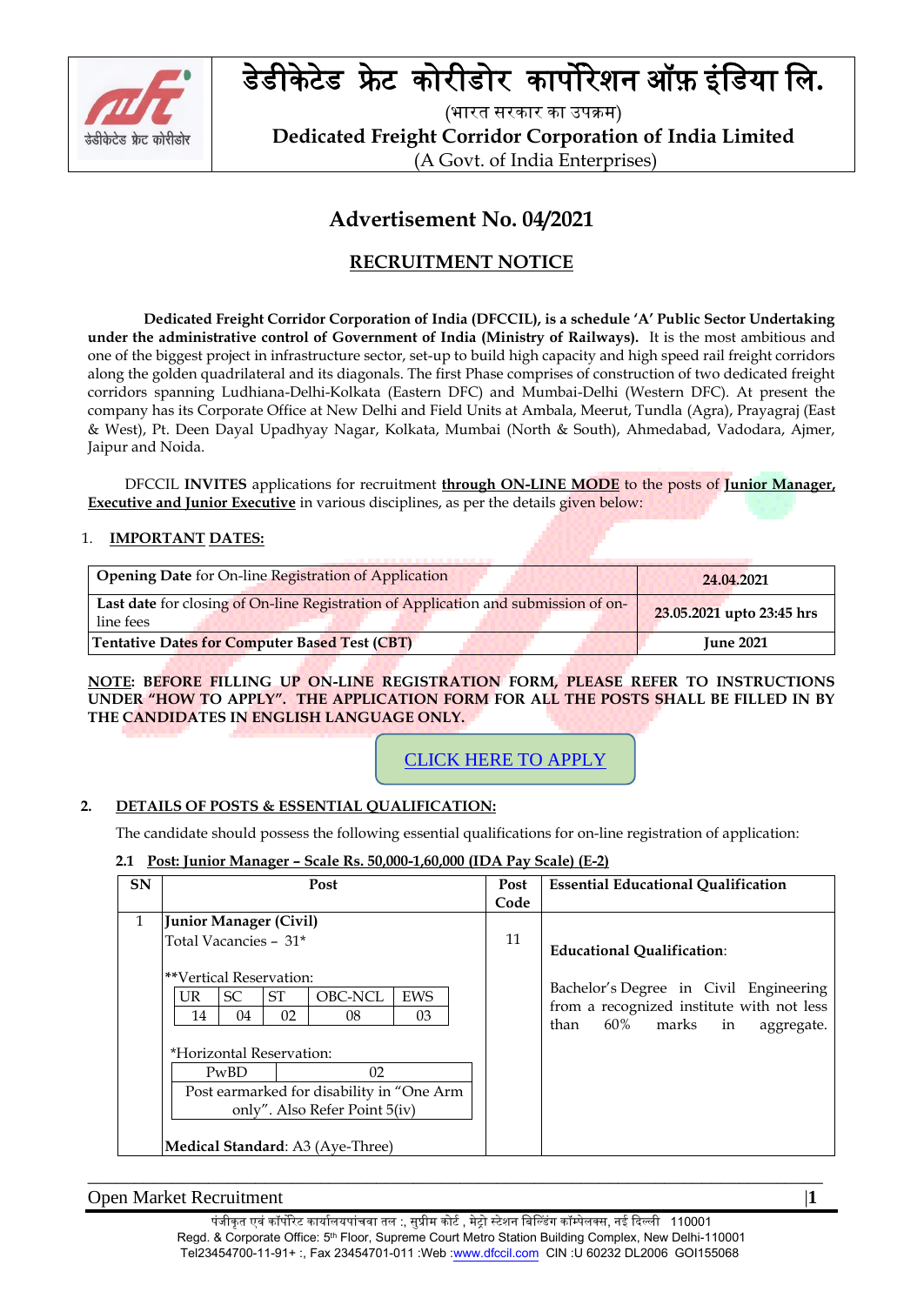# डेडीकेटेड फ्रेट कोरीडोर कार्पोरेशन ऑफ़ इंडिया लि.

(भारत सरकार का उपक्रम)

**Dedicated Freight Corridor Corporation of India Limited**

(A Govt. of India Enterprises)

## Advertisement No. 04/2021

## RECRUITMENT NOTICE

**Dedicated Freight Corridor Corporation of India (DFCCIL), is a schedule 'A' Public Sector Undertaking under the administrative control of Government of India (Ministry of Railways).** It is the most ambitious and one of the biggest project in infrastructure sector, set-up to build high capacity and high speed rail freight corridors along the golden quadrilateral and its diagonals. The first Phase comprises of construction of two dedicated freight corridors spanning Ludhiana-Delhi-Kolkata (Eastern DFC) and Mumbai-Delhi (Western DFC). At present the company has its Corporate Office at New Delhi and Field Units at Ambala, Meerut, Tundla (Agra), Prayagraj (East & West), Pt. Deen Dayal Upadhyay Nagar, Kolkata, Mumbai (North & South), Ahmedabad, Vadodara, Ajmer, Jaipur and Noida.

DFCCIL **INVITES** applications for recruitment **through ON-LINE MODE** to the posts of **Junior Manager, Executive and Junior Executive** in various disciplines, as per the details given below:

1. **IMPORTANT DATES:**

| | |
|---|---|
| **Opening Date** for On-line Registration of Application | **24.04.2021** |
| **Last date** for closing of On-line Registration of Application and submission of on-line fees | **23.05.2021 upto 23:45 hrs** |
| **Tentative Dates for Computer Based Test (CBT)** | **June 2021** |

**NOTE: BEFORE FILLING UP ON-LINE REGISTRATION FORM, PLEASE REFER TO INSTRUCTIONS UNDER "HOW TO APPLY". THE APPLICATION FORM FOR ALL THE POSTS SHALL BE FILLED IN BY THE CANDIDATES IN ENGLISH LANGUAGE ONLY.**

CLICK HERE TO APPLY

2. **DETAILS OF POSTS & ESSENTIAL QUALIFICATION:**

The candidate should possess the following essential qualifications for on-line registration of application:

**2.1 Post: Junior Manager – Scale Rs. 50,000-1,60,000 (IDA Pay Scale) (E-2)**

| SN | Post | Post Code | Essential Educational Qualification |
|---|---|---|---|
| 1 | **Junior Manager (Civil)**<br>Total Vacancies – 31*<br><br>**Vertical Reservation:<br>UR: 14, SC: 04, ST: 02, OBC-NCL: 08, EWS: 03<br><br>*Horizontal Reservation:<br>PwBD: 02<br>Post earmarked for disability in "One Arm only". Also Refer Point 5(iv)<br><br>**Medical Standard**: A3 (Aye-Three) | 11 | **Educational Qualification**:<br><br>Bachelor's Degree in Civil Engineering from a recognized institute with not less than 60% marks in aggregate. |

Open Market Recruitment

पंजीकृत एवं कॉर्पोरेट कार्यालयपांचवा तल :, सुप्रीम कोर्ट , मेट्रो स्टेशन बिल्डिंग कॉम्पेलक्स, नई दिल्ली 110001
Regd. & Corporate Office: 5th Floor, Supreme Court Metro Station Building Complex, New Delhi-110001
Tel23454700-11-91+ :, Fax 23454701-011 :Web :www.dfccil.com CIN :U 60232 DL2006 GOI155068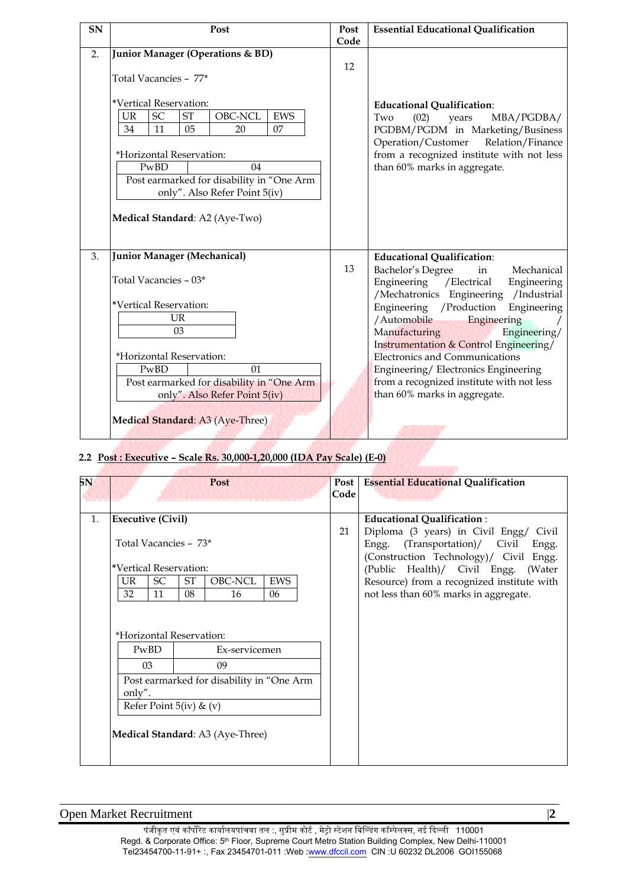| SN | Post | Post Code | Essential Educational Qualification |
|---|---|---|---|
| 2. | **Junior Manager (Operations & BD)**<br><br>Total Vacancies – 77*<br><br>*Vertical Reservation:<br>UR: 34, SC: 11, ST: 05, OBC-NCL: 20, EWS: 07<br><br>*Horizontal Reservation:<br>PwBD: 04<br>Post earmarked for disability in "One Arm only". Also Refer Point 5(iv)<br><br>**Medical Standard**: A2 (Aye-Two) | 12 | **Educational Qualification**:<br>Two (02) years MBA/PGDBA/ PGDBM/PGDM in Marketing/Business Operation/Customer Relation/Finance from a recognized institute with not less than 60% marks in aggregate. |
| 3. | **Junior Manager (Mechanical)**<br><br>Total Vacancies – 03*<br><br>*Vertical Reservation:<br>UR: 03<br><br>*Horizontal Reservation:<br>PwBD: 01<br>Post earmarked for disability in "One Arm only". Also Refer Point 5(iv)<br><br>**Medical Standard**: A3 (Aye-Three) | 13 | **Educational Qualification**:<br>Bachelor's Degree in Mechanical Engineering /Electrical Engineering /Mechatronics Engineering /Industrial Engineering /Production Engineering /Automobile Engineering / Manufacturing Engineering/ Instrumentation & Control Engineering/ Electronics and Communications Engineering/ Electronics Engineering from a recognized institute with not less than 60% marks in aggregate. |

**2.2 Post : Executive – Scale Rs. 30,000-1,20,000 (IDA Pay Scale) (E-0)**

| SN | Post | Post Code | Essential Educational Qualification |
|---|---|---|---|
| 1. | **Executive (Civil)**<br><br>Total Vacancies – 73*<br><br>*Vertical Reservation:<br>UR: 32, SC: 11, ST: 08, OBC-NCL: 16, EWS: 06<br><br>*Horizontal Reservation:<br>PwBD: 03, Ex-servicemen: 09<br>Post earmarked for disability in "One Arm only".<br>Refer Point 5(iv) & (v)<br><br>**Medical Standard**: A3 (Aye-Three) | 21 | **Educational Qualification** :<br>Diploma (3 years) in Civil Engg/ Civil Engg. (Transportation)/ Civil Engg. (Construction Technology)/ Civil Engg. (Public Health)/ Civil Engg. (Water Resource) from a recognized institute with not less than 60% marks in aggregate. |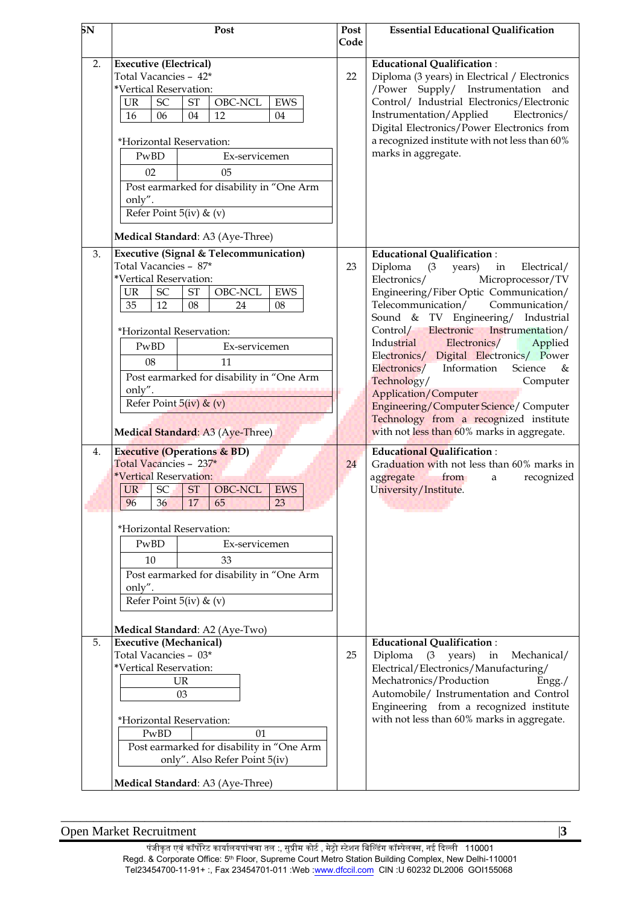| SN | Post | Post Code | Essential Educational Qualification |
|---|---|---|---|
| 2. | **Executive (Electrical)**<br>Total Vacancies – 42*<br>*Vertical Reservation:<br>UR: 16, SC: 06, ST: 04, OBC-NCL: 12, EWS: 04<br><br>*Horizontal Reservation:<br>PwBD: 02, Ex-servicemen: 05<br>Post earmarked for disability in "One Arm only".<br>Refer Point 5(iv) & (v)<br><br>**Medical Standard**: A3 (Aye-Three) | 22 | **Educational Qualification** :<br>Diploma (3 years) in Electrical / Electronics /Power Supply/ Instrumentation and Control/ Industrial Electronics/Electronic Instrumentation/Applied Electronics/ Digital Electronics/Power Electronics from a recognized institute with not less than 60% marks in aggregate. |
| 3. | **Executive (Signal & Telecommunication)**<br>Total Vacancies – 87*<br>*Vertical Reservation:<br>UR: 35, SC: 12, ST: 08, OBC-NCL: 24, EWS: 08<br><br>*Horizontal Reservation:<br>PwBD: 08, Ex-servicemen: 11<br>Post earmarked for disability in "One Arm only".<br>Refer Point 5(iv) & (v)<br><br>**Medical Standard**: A3 (Aye-Three) | 23 | **Educational Qualification** :<br>Diploma (3 years) in Electrical/ Electronics/ Microprocessor/TV Engineering/Fiber Optic Communication/ Telecommunication/ Communication/ Sound & TV Engineering/ Industrial Control/ Electronic Instrumentation/ Industrial Electronics/ Applied Electronics/ Digital Electronics/ Power Electronics/ Information Science & Technology/ Computer Application/Computer Engineering/Computer Science/ Computer Technology from a recognized institute with not less than 60% marks in aggregate. |
| 4. | **Executive (Operations & BD)**<br>Total Vacancies – 237*<br>*Vertical Reservation:<br>UR: 96, SC: 36, ST: 17, OBC-NCL: 65, EWS: 23<br><br>*Horizontal Reservation:<br>PwBD: 10, Ex-servicemen: 33<br>Post earmarked for disability in "One Arm only".<br>Refer Point 5(iv) & (v)<br><br>**Medical Standard**: A2 (Aye-Two) | 24 | **Educational Qualification** :<br>Graduation with not less than 60% marks in aggregate from a recognized University/Institute. |
| 5. | **Executive (Mechanical)**<br>Total Vacancies – 03*<br>*Vertical Reservation:<br>UR: 03<br><br>*Horizontal Reservation:<br>PwBD: 01<br>Post earmarked for disability in "One Arm only". Also Refer Point 5(iv)<br><br>**Medical Standard**: A3 (Aye-Three) | 25 | **Educational Qualification** :<br>Diploma (3 years) in Mechanical/ Electrical/Electronics/Manufacturing/ Mechatronics/Production Engg./ Automobile/ Instrumentation and Control Engineering from a recognized institute with not less than 60% marks in aggregate. |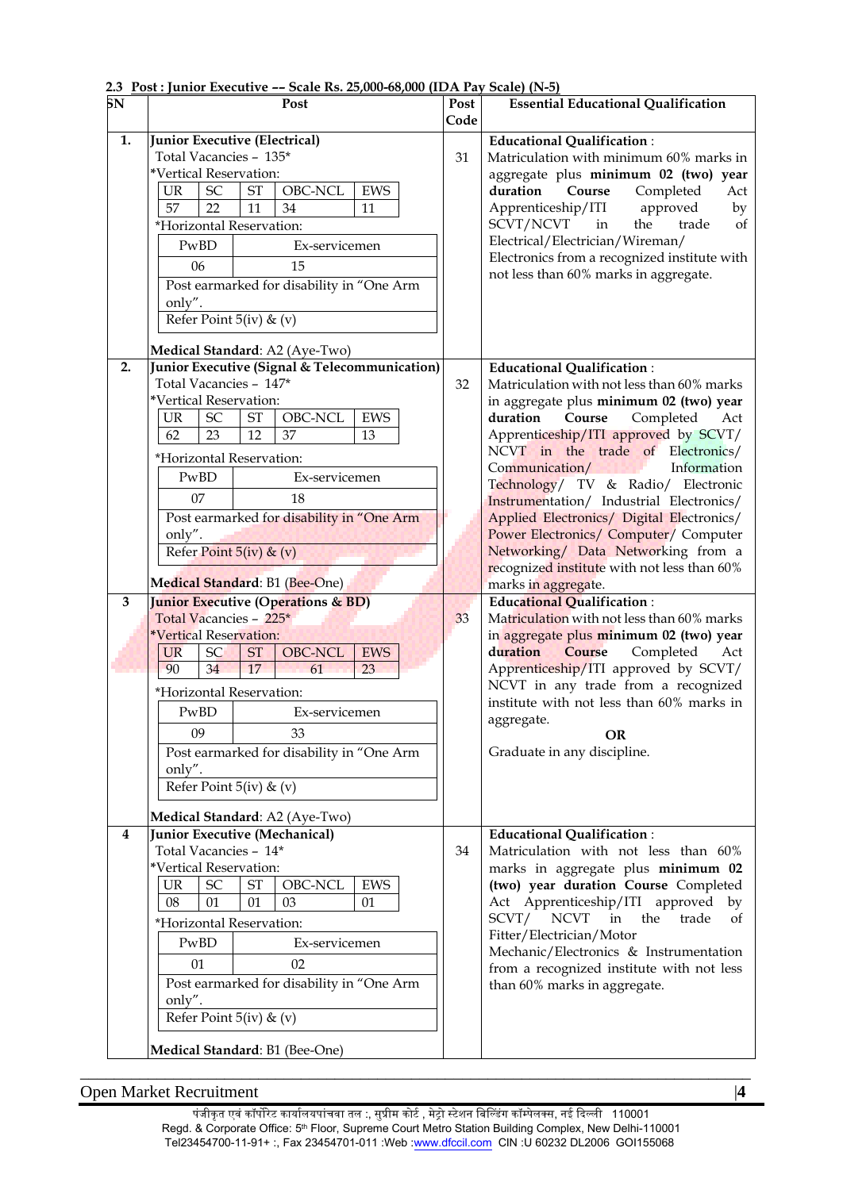2.3 **Post : Junior Executive –– Scale Rs. 25,000-68,000 (IDA Pay Scale) (N-5)**

| SN | Post | Post Code | Essential Educational Qualification |
|---|---|---|---|
| 1. | **Junior Executive (Electrical)**<br>Total Vacancies – 135*<br>*Vertical Reservation:<br>UR: 57, SC: 22, ST: 11, OBC-NCL: 34, EWS: 11<br>*Horizontal Reservation:<br>PwBD: 06, Ex-servicemen: 15<br>Post earmarked for disability in "One Arm only".<br>Refer Point 5(iv) & (v)<br><br>**Medical Standard**: A2 (Aye-Two) | 31 | **Educational Qualification** :<br>Matriculation with minimum 60% marks in aggregate plus **minimum 02 (two) year duration Course** Completed Act Apprenticeship/ITI approved by SCVT/NCVT in the trade of Electrical/Electrician/Wireman/ Electronics from a recognized institute with not less than 60% marks in aggregate. |
| 2. | **Junior Executive (Signal & Telecommunication)**<br>Total Vacancies – 147*<br>*Vertical Reservation:<br>UR: 62, SC: 23, ST: 12, OBC-NCL: 37, EWS: 13<br>*Horizontal Reservation:<br>PwBD: 07, Ex-servicemen: 18<br>Post earmarked for disability in "One Arm only".<br>Refer Point 5(iv) & (v)<br><br>**Medical Standard**: B1 (Bee-One) | 32 | **Educational Qualification** :<br>Matriculation with not less than 60% marks in aggregate plus **minimum 02 (two) year duration Course** Completed Act Apprenticeship/ITI approved by SCVT/ NCVT in the trade of Electronics/ Communication/ Information Technology/ TV & Radio/ Electronic Instrumentation/ Industrial Electronics/ Applied Electronics/ Digital Electronics/ Power Electronics/ Computer/ Computer Networking/ Data Networking from a recognized institute with not less than 60% marks in aggregate. |
| 3 | **Junior Executive (Operations & BD)**<br>Total Vacancies – 225*<br>*Vertical Reservation:<br>UR: 90, SC: 34, ST: 17, OBC-NCL: 61, EWS: 23<br>*Horizontal Reservation:<br>PwBD: 09, Ex-servicemen: 33<br>Post earmarked for disability in "One Arm only".<br>Refer Point 5(iv) & (v)<br><br>**Medical Standard**: A2 (Aye-Two) | 33 | **Educational Qualification** :<br>Matriculation with not less than 60% marks in aggregate plus **minimum 02 (two) year duration Course** Completed Act Apprenticeship/ITI approved by SCVT/ NCVT in any trade from a recognized institute with not less than 60% marks in aggregate.<br>**OR**<br>Graduate in any discipline. |
| 4 | **Junior Executive (Mechanical)**<br>Total Vacancies – 14*<br>*Vertical Reservation:<br>UR: 08, SC: 01, ST: 01, OBC-NCL: 03, EWS: 01<br>*Horizontal Reservation:<br>PwBD: 01, Ex-servicemen: 02<br>Post earmarked for disability in "One Arm only".<br>Refer Point 5(iv) & (v)<br><br>**Medical Standard**: B1 (Bee-One) | 34 | **Educational Qualification** :<br>Matriculation with not less than 60% marks in aggregate plus **minimum 02 (two) year duration Course** Completed Act Apprenticeship/ITI approved by SCVT/ NCVT in the trade of Fitter/Electrician/Motor Mechanic/Electronics & Instrumentation from a recognized institute with not less than 60% marks in aggregate. |

Open Market Recruitment

पंजीकृत एवं कॉर्पोरेट कार्यालयपांचवा तल :, सुप्रीम कोर्ट , मेट्रो स्टेशन बिल्डिंग कॉम्पेलक्स, नई दिल्ली 110001
Regd. & Corporate Office: 5th Floor, Supreme Court Metro Station Building Complex, New Delhi-110001
Tel23454700-11-91+ :, Fax 23454701-011 :Web :www.dfccil.com CIN :U 60232 DL2006 GOI155068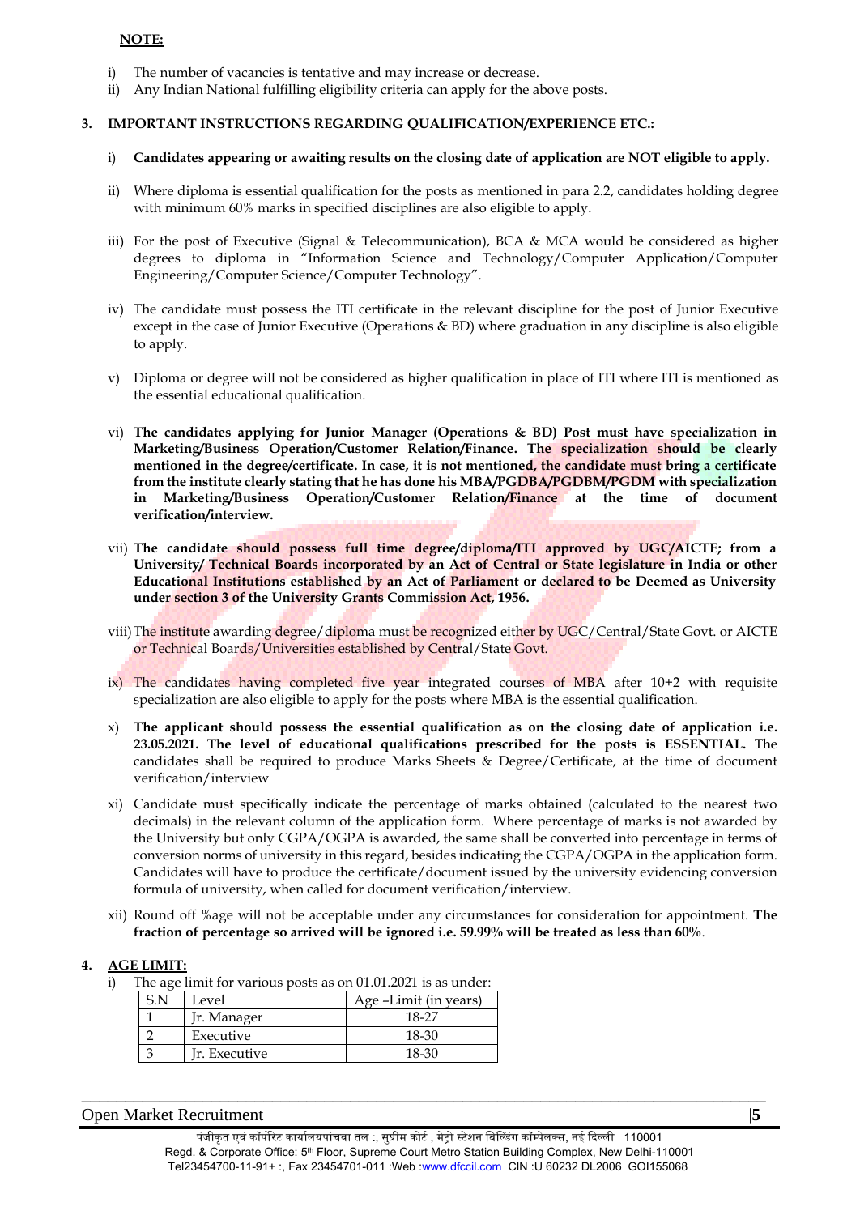**NOTE:**

i) The number of vacancies is tentative and may increase or decrease.
ii) Any Indian National fulfilling eligibility criteria can apply for the above posts.

## 3. IMPORTANT INSTRUCTIONS REGARDING QUALIFICATION/EXPERIENCE ETC.:

i) **Candidates appearing or awaiting results on the closing date of application are NOT eligible to apply.**

ii) Where diploma is essential qualification for the posts as mentioned in para 2.2, candidates holding degree with minimum 60% marks in specified disciplines are also eligible to apply.

iii) For the post of Executive (Signal & Telecommunication), BCA & MCA would be considered as higher degrees to diploma in "Information Science and Technology/Computer Application/Computer Engineering/Computer Science/Computer Technology".

iv) The candidate must possess the ITI certificate in the relevant discipline for the post of Junior Executive except in the case of Junior Executive (Operations & BD) where graduation in any discipline is also eligible to apply.

v) Diploma or degree will not be considered as higher qualification in place of ITI where ITI is mentioned as the essential educational qualification.

vi) **The candidates applying for Junior Manager (Operations & BD) Post must have specialization in Marketing/Business Operation/Customer Relation/Finance. The specialization should be clearly mentioned in the degree/certificate. In case, it is not mentioned, the candidate must bring a certificate from the institute clearly stating that he has done his MBA/PGDBA/PGDBM/PGDM with specialization in Marketing/Business Operation/Customer Relation/Finance at the time of document verification/interview.**

vii) **The candidate should possess full time degree/diploma/ITI approved by UGC/AICTE; from a University/ Technical Boards incorporated by an Act of Central or State legislature in India or other Educational Institutions established by an Act of Parliament or declared to be Deemed as University under section 3 of the University Grants Commission Act, 1956.**

viii) The institute awarding degree/diploma must be recognized either by UGC/Central/State Govt. or AICTE or Technical Boards/Universities established by Central/State Govt.

ix) The candidates having completed five year integrated courses of MBA after 10+2 with requisite specialization are also eligible to apply for the posts where MBA is the essential qualification.

x) **The applicant should possess the essential qualification as on the closing date of application i.e. 23.05.2021. The level of educational qualifications prescribed for the posts is ESSENTIAL.** The candidates shall be required to produce Marks Sheets & Degree/Certificate, at the time of document verification/interview

xi) Candidate must specifically indicate the percentage of marks obtained (calculated to the nearest two decimals) in the relevant column of the application form. Where percentage of marks is not awarded by the University but only CGPA/OGPA is awarded, the same shall be converted into percentage in terms of conversion norms of university in this regard, besides indicating the CGPA/OGPA in the application form. Candidates will have to produce the certificate/document issued by the university evidencing conversion formula of university, when called for document verification/interview.

xii) Round off %age will not be acceptable under any circumstances for consideration for appointment. **The fraction of percentage so arrived will be ignored i.e. 59.99% will be treated as less than 60%**.

## 4. AGE LIMIT:

i) The age limit for various posts as on 01.01.2021 is as under:

| S.N | Level | Age –Limit (in years) |
|---|---|---|
| 1 | Jr. Manager | 18-27 |
| 2 | Executive | 18-30 |
| 3 | Jr. Executive | 18-30 |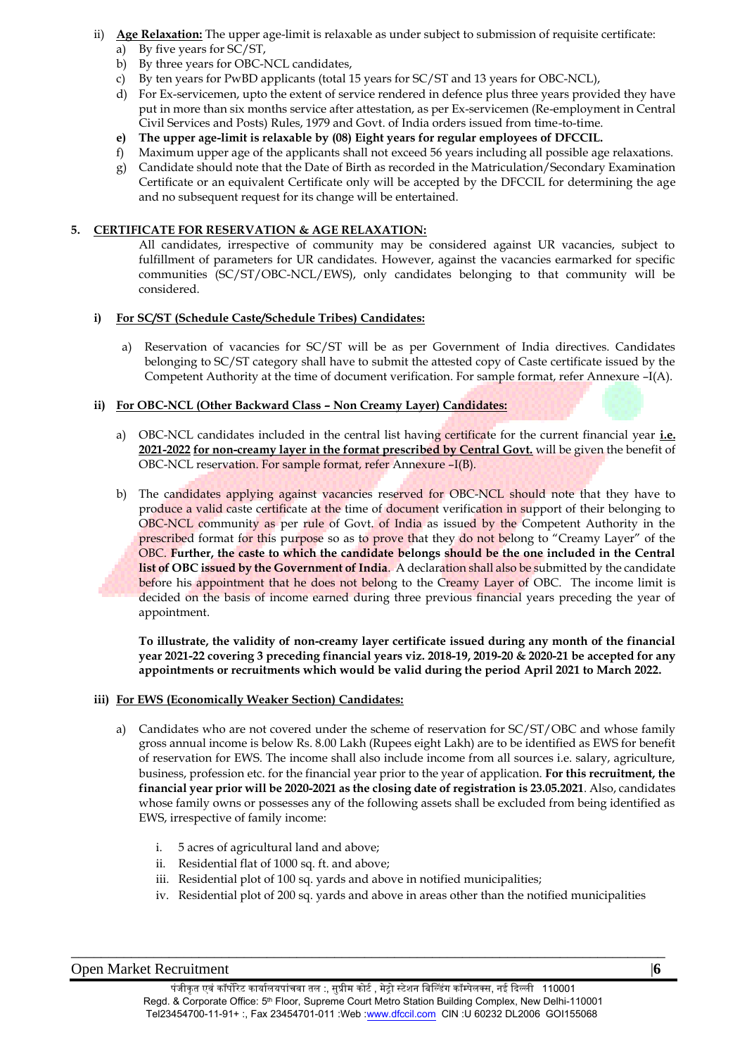ii) **Age Relaxation:** The upper age-limit is relaxable as under subject to submission of requisite certificate:

a) By five years for SC/ST,

b) By three years for OBC-NCL candidates,

c) By ten years for PwBD applicants (total 15 years for SC/ST and 13 years for OBC-NCL),

d) For Ex-servicemen, upto the extent of service rendered in defence plus three years provided they have put in more than six months service after attestation, as per Ex-servicemen (Re-employment in Central Civil Services and Posts) Rules, 1979 and Govt. of India orders issued from time-to-time.

**e) The upper age-limit is relaxable by (08) Eight years for regular employees of DFCCIL.**

f) Maximum upper age of the applicants shall not exceed 56 years including all possible age relaxations.

g) Candidate should note that the Date of Birth as recorded in the Matriculation/Secondary Examination Certificate or an equivalent Certificate only will be accepted by the DFCCIL for determining the age and no subsequent request for its change will be entertained.

## 5. CERTIFICATE FOR RESERVATION & AGE RELAXATION:

All candidates, irrespective of community may be considered against UR vacancies, subject to fulfillment of parameters for UR candidates. However, against the vacancies earmarked for specific communities (SC/ST/OBC-NCL/EWS), only candidates belonging to that community will be considered.

### i) For SC/ST (Schedule Caste/Schedule Tribes) Candidates:

a) Reservation of vacancies for SC/ST will be as per Government of India directives. Candidates belonging to SC/ST category shall have to submit the attested copy of Caste certificate issued by the Competent Authority at the time of document verification. For sample format, refer Annexure –I(A).

### ii) For OBC-NCL (Other Backward Class – Non Creamy Layer) Candidates:

a) OBC-NCL candidates included in the central list having certificate for the current financial year **i.e. 2021-2022 for non-creamy layer in the format prescribed by Central Govt.** will be given the benefit of OBC-NCL reservation. For sample format, refer Annexure –I(B).

b) The candidates applying against vacancies reserved for OBC-NCL should note that they have to produce a valid caste certificate at the time of document verification in support of their belonging to OBC-NCL community as per rule of Govt. of India as issued by the Competent Authority in the prescribed format for this purpose so as to prove that they do not belong to "Creamy Layer" of the OBC. **Further, the caste to which the candidate belongs should be the one included in the Central list of OBC issued by the Government of India**. A declaration shall also be submitted by the candidate before his appointment that he does not belong to the Creamy Layer of OBC. The income limit is decided on the basis of income earned during three previous financial years preceding the year of appointment.

**To illustrate, the validity of non-creamy layer certificate issued during any month of the financial year 2021-22 covering 3 preceding financial years viz. 2018-19, 2019-20 & 2020-21 be accepted for any appointments or recruitments which would be valid during the period April 2021 to March 2022.**

### iii) For EWS (Economically Weaker Section) Candidates:

a) Candidates who are not covered under the scheme of reservation for SC/ST/OBC and whose family gross annual income is below Rs. 8.00 Lakh (Rupees eight Lakh) are to be identified as EWS for benefit of reservation for EWS. The income shall also include income from all sources i.e. salary, agriculture, business, profession etc. for the financial year prior to the year of application. **For this recruitment, the financial year prior will be 2020-2021 as the closing date of registration is 23.05.2021**. Also, candidates whose family owns or possesses any of the following assets shall be excluded from being identified as EWS, irrespective of family income:

i. 5 acres of agricultural land and above;

ii. Residential flat of 1000 sq. ft. and above;

iii. Residential plot of 100 sq. yards and above in notified municipalities;

iv. Residential plot of 200 sq. yards and above in areas other than the notified municipalities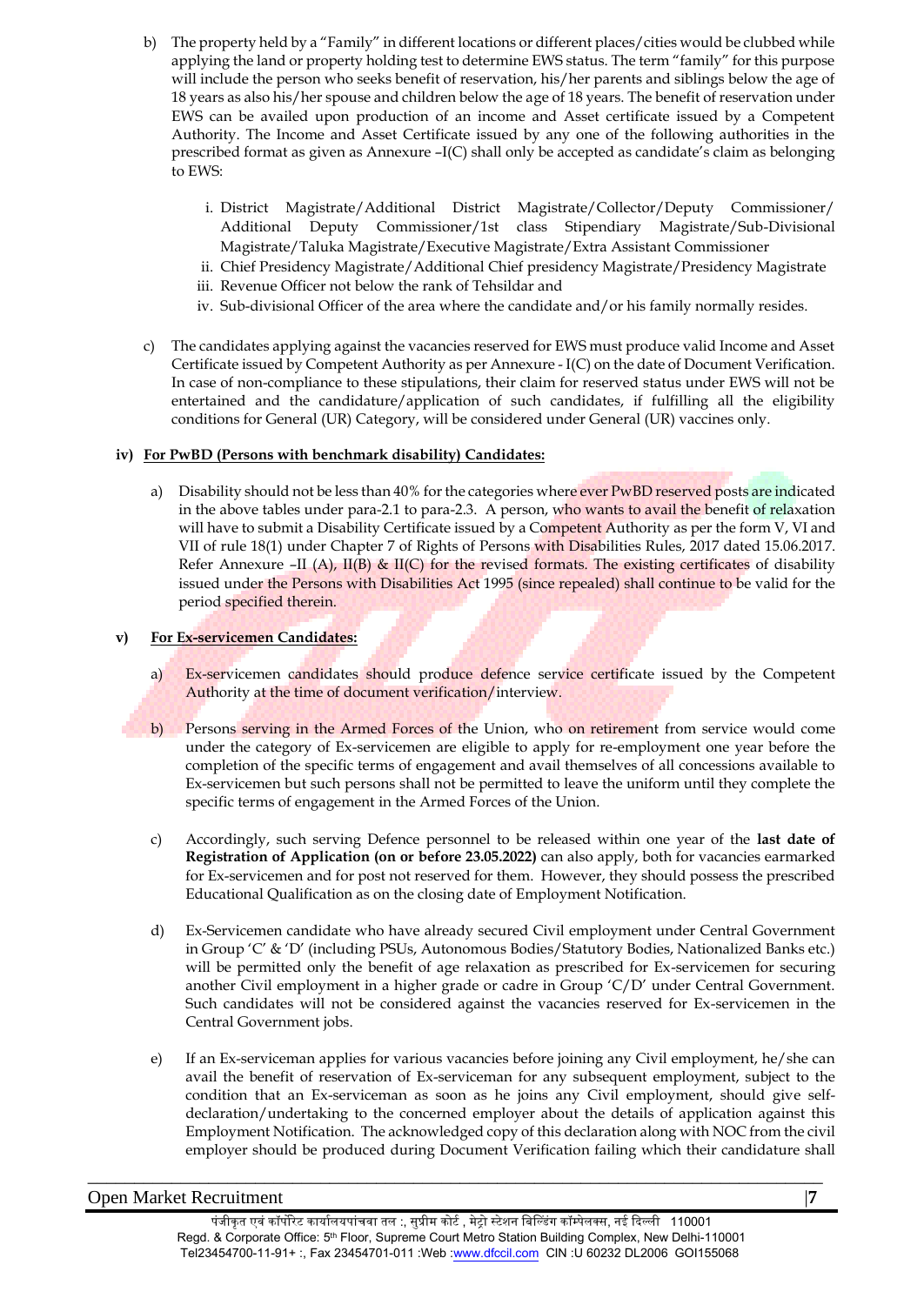b) The property held by a "Family" in different locations or different places/cities would be clubbed while applying the land or property holding test to determine EWS status. The term "family" for this purpose will include the person who seeks benefit of reservation, his/her parents and siblings below the age of 18 years as also his/her spouse and children below the age of 18 years. The benefit of reservation under EWS can be availed upon production of an income and Asset certificate issued by a Competent Authority. The Income and Asset Certificate issued by any one of the following authorities in the prescribed format as given as Annexure –I(C) shall only be accepted as candidate's claim as belonging to EWS:

   i. District Magistrate/Additional District Magistrate/Collector/Deputy Commissioner/ Additional Deputy Commissioner/1st class Stipendiary Magistrate/Sub-Divisional Magistrate/Taluka Magistrate/Executive Magistrate/Extra Assistant Commissioner
   ii. Chief Presidency Magistrate/Additional Chief presidency Magistrate/Presidency Magistrate
   iii. Revenue Officer not below the rank of Tehsildar and
   iv. Sub-divisional Officer of the area where the candidate and/or his family normally resides.

c) The candidates applying against the vacancies reserved for EWS must produce valid Income and Asset Certificate issued by Competent Authority as per Annexure - I(C) on the date of Document Verification. In case of non-compliance to these stipulations, their claim for reserved status under EWS will not be entertained and the candidature/application of such candidates, if fulfilling all the eligibility conditions for General (UR) Category, will be considered under General (UR) vaccines only.

**iv) For PwBD (Persons with benchmark disability) Candidates:**

a) Disability should not be less than 40% for the categories where ever PwBD reserved posts are indicated in the above tables under para-2.1 to para-2.3. A person, who wants to avail the benefit of relaxation will have to submit a Disability Certificate issued by a Competent Authority as per the form V, VI and VII of rule 18(1) under Chapter 7 of Rights of Persons with Disabilities Rules, 2017 dated 15.06.2017. Refer Annexure –II (A), II(B) & II(C) for the revised formats. The existing certificates of disability issued under the Persons with Disabilities Act 1995 (since repealed) shall continue to be valid for the period specified therein.

**v) For Ex-servicemen Candidates:**

a) Ex-servicemen candidates should produce defence service certificate issued by the Competent Authority at the time of document verification/interview.

b) Persons serving in the Armed Forces of the Union, who on retirement from service would come under the category of Ex-servicemen are eligible to apply for re-employment one year before the completion of the specific terms of engagement and avail themselves of all concessions available to Ex-servicemen but such persons shall not be permitted to leave the uniform until they complete the specific terms of engagement in the Armed Forces of the Union.

c) Accordingly, such serving Defence personnel to be released within one year of the **last date of Registration of Application (on or before 23.05.2022)** can also apply, both for vacancies earmarked for Ex-servicemen and for post not reserved for them. However, they should possess the prescribed Educational Qualification as on the closing date of Employment Notification.

d) Ex-Servicemen candidate who have already secured Civil employment under Central Government in Group 'C' & 'D' (including PSUs, Autonomous Bodies/Statutory Bodies, Nationalized Banks etc.) will be permitted only the benefit of age relaxation as prescribed for Ex-servicemen for securing another Civil employment in a higher grade or cadre in Group 'C/D' under Central Government. Such candidates will not be considered against the vacancies reserved for Ex-servicemen in the Central Government jobs.

e) If an Ex-serviceman applies for various vacancies before joining any Civil employment, he/she can avail the benefit of reservation of Ex-serviceman for any subsequent employment, subject to the condition that an Ex-serviceman as soon as he joins any Civil employment, should give self-declaration/undertaking to the concerned employer about the details of application against this Employment Notification. The acknowledged copy of this declaration along with NOC from the civil employer should be produced during Document Verification failing which their candidature shall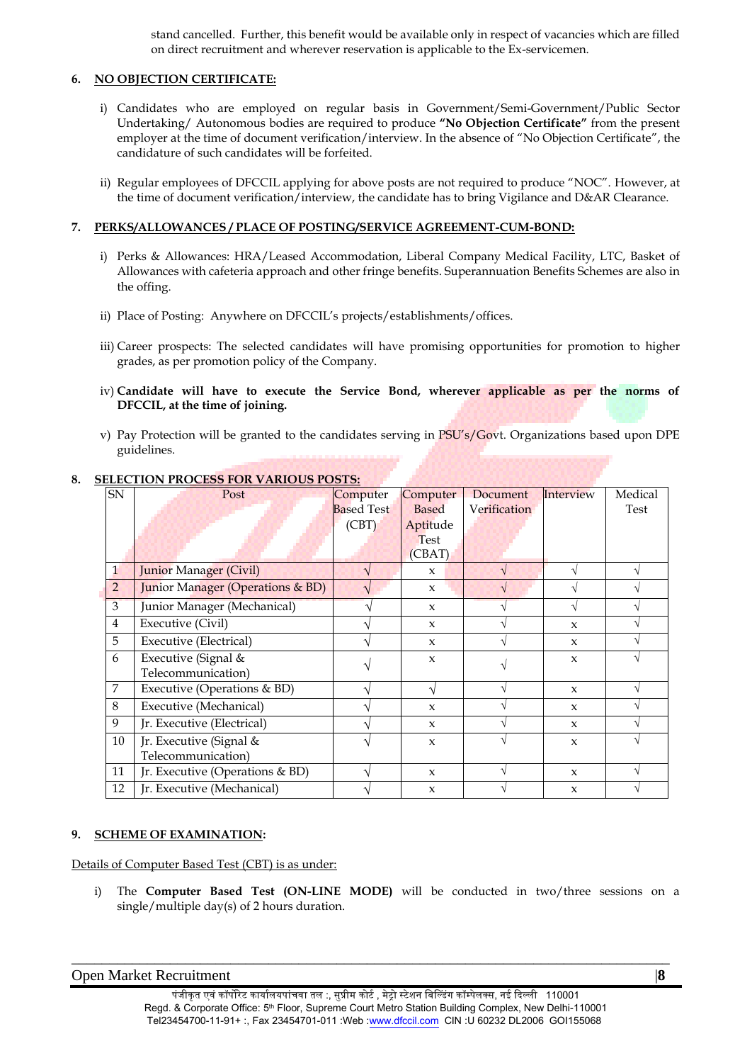stand cancelled. Further, this benefit would be available only in respect of vacancies which are filled on direct recruitment and wherever reservation is applicable to the Ex-servicemen.

## 6. NO OBJECTION CERTIFICATE:

i) Candidates who are employed on regular basis in Government/Semi-Government/Public Sector Undertaking/ Autonomous bodies are required to produce **"No Objection Certificate"** from the present employer at the time of document verification/interview. In the absence of "No Objection Certificate", the candidature of such candidates will be forfeited.

ii) Regular employees of DFCCIL applying for above posts are not required to produce "NOC". However, at the time of document verification/interview, the candidate has to bring Vigilance and D&AR Clearance.

## 7. PERKS/ALLOWANCES / PLACE OF POSTING/SERVICE AGREEMENT-CUM-BOND:

i) Perks & Allowances: HRA/Leased Accommodation, Liberal Company Medical Facility, LTC, Basket of Allowances with cafeteria approach and other fringe benefits. Superannuation Benefits Schemes are also in the offing.

ii) Place of Posting: Anywhere on DFCCIL's projects/establishments/offices.

iii) Career prospects: The selected candidates will have promising opportunities for promotion to higher grades, as per promotion policy of the Company.

iv) **Candidate will have to execute the Service Bond, wherever applicable as per the norms of DFCCIL, at the time of joining.**

v) Pay Protection will be granted to the candidates serving in PSU's/Govt. Organizations based upon DPE guidelines.

## 8. SELECTION PROCESS FOR VARIOUS POSTS:

| SN | Post | Computer Based Test (CBT) | Computer Based Aptitude Test (CBAT) | Document Verification | Interview | Medical Test |
|---|---|---|---|---|---|---|
| 1 | Junior Manager (Civil) | √ | x | √ | √ | √ |
| 2 | Junior Manager (Operations & BD) | √ | x | √ | √ | √ |
| 3 | Junior Manager (Mechanical) | √ | x | √ | √ | √ |
| 4 | Executive (Civil) | √ | x | √ | x | √ |
| 5 | Executive (Electrical) | √ | x | √ | x | √ |
| 6 | Executive (Signal & Telecommunication) | √ | x | √ | x | √ |
| 7 | Executive (Operations & BD) | √ | √ | √ | x | √ |
| 8 | Executive (Mechanical) | √ | x | √ | x | √ |
| 9 | Jr. Executive (Electrical) | √ | x | √ | x | √ |
| 10 | Jr. Executive (Signal & Telecommunication) | √ | x | √ | x | √ |
| 11 | Jr. Executive (Operations & BD) | √ | x | √ | x | √ |
| 12 | Jr. Executive (Mechanical) | √ | x | √ | x | √ |

## 9. SCHEME OF EXAMINATION:

Details of Computer Based Test (CBT) is as under:

i) The **Computer Based Test (ON-LINE MODE)** will be conducted in two/three sessions on a single/multiple day(s) of 2 hours duration.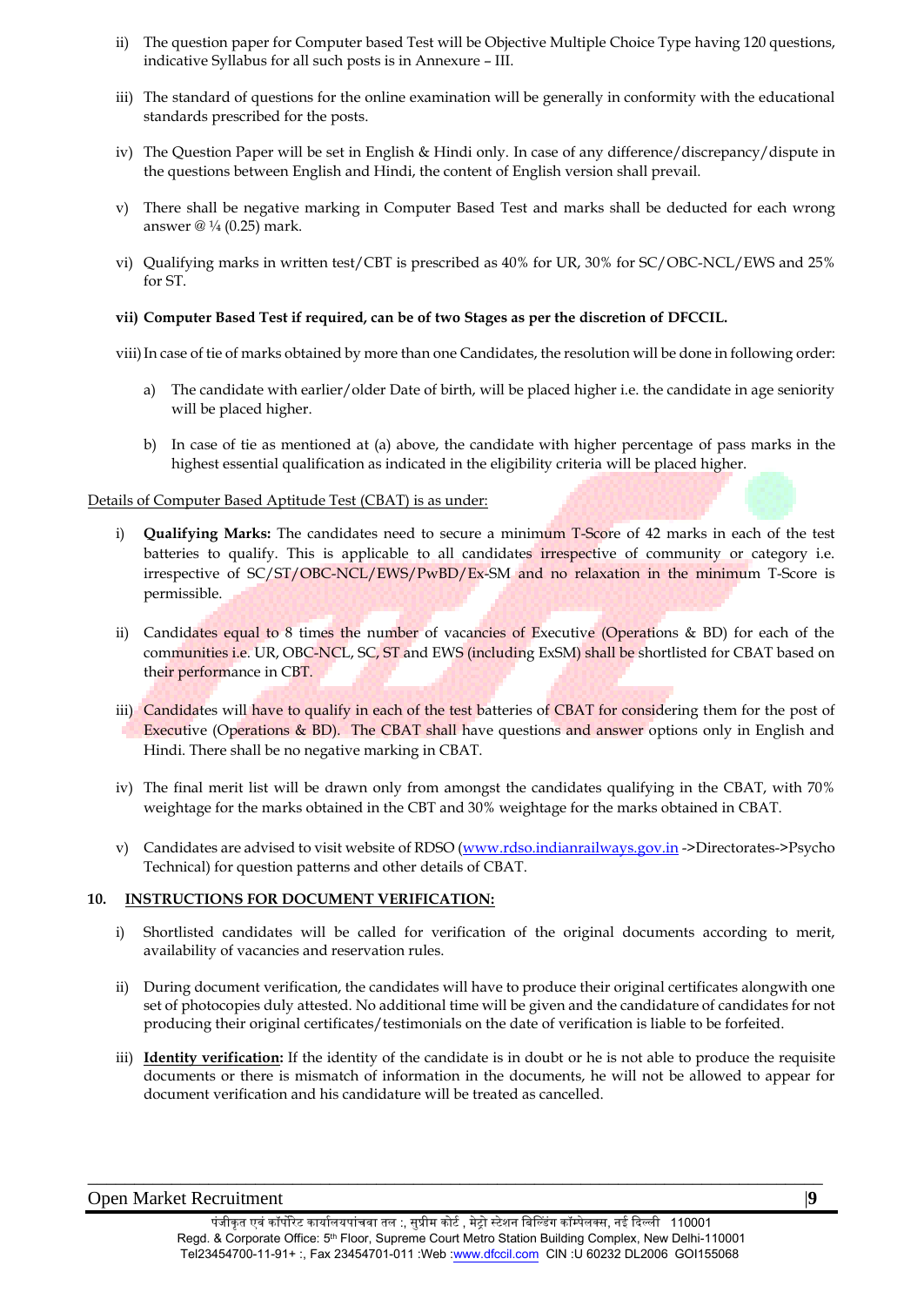ii) The question paper for Computer based Test will be Objective Multiple Choice Type having 120 questions, indicative Syllabus for all such posts is in Annexure – III.

iii) The standard of questions for the online examination will be generally in conformity with the educational standards prescribed for the posts.

iv) The Question Paper will be set in English & Hindi only. In case of any difference/discrepancy/dispute in the questions between English and Hindi, the content of English version shall prevail.

v) There shall be negative marking in Computer Based Test and marks shall be deducted for each wrong answer @ ¼ (0.25) mark.

vi) Qualifying marks in written test/CBT is prescribed as 40% for UR, 30% for SC/OBC-NCL/EWS and 25% for ST.

**vii) Computer Based Test if required, can be of two Stages as per the discretion of DFCCIL.**

viii) In case of tie of marks obtained by more than one Candidates, the resolution will be done in following order:

a) The candidate with earlier/older Date of birth, will be placed higher i.e. the candidate in age seniority will be placed higher.

b) In case of tie as mentioned at (a) above, the candidate with higher percentage of pass marks in the highest essential qualification as indicated in the eligibility criteria will be placed higher.

Details of Computer Based Aptitude Test (CBAT) is as under:

i) **Qualifying Marks:** The candidates need to secure a minimum T-Score of 42 marks in each of the test batteries to qualify. This is applicable to all candidates irrespective of community or category i.e. irrespective of SC/ST/OBC-NCL/EWS/PwBD/Ex-SM and no relaxation in the minimum T-Score is permissible.

ii) Candidates equal to 8 times the number of vacancies of Executive (Operations & BD) for each of the communities i.e. UR, OBC-NCL, SC, ST and EWS (including ExSM) shall be shortlisted for CBAT based on their performance in CBT.

iii) Candidates will have to qualify in each of the test batteries of CBAT for considering them for the post of Executive (Operations & BD). The CBAT shall have questions and answer options only in English and Hindi. There shall be no negative marking in CBAT.

iv) The final merit list will be drawn only from amongst the candidates qualifying in the CBAT, with 70% weightage for the marks obtained in the CBT and 30% weightage for the marks obtained in CBAT.

v) Candidates are advised to visit website of RDSO (www.rdso.indianrailways.gov.in ->Directorates->Psycho Technical) for question patterns and other details of CBAT.

## 10. INSTRUCTIONS FOR DOCUMENT VERIFICATION:

i) Shortlisted candidates will be called for verification of the original documents according to merit, availability of vacancies and reservation rules.

ii) During document verification, the candidates will have to produce their original certificates alongwith one set of photocopies duly attested. No additional time will be given and the candidature of candidates for not producing their original certificates/testimonials on the date of verification is liable to be forfeited.

iii) **Identity verification:** If the identity of the candidate is in doubt or he is not able to produce the requisite documents or there is mismatch of information in the documents, he will not be allowed to appear for document verification and his candidature will be treated as cancelled.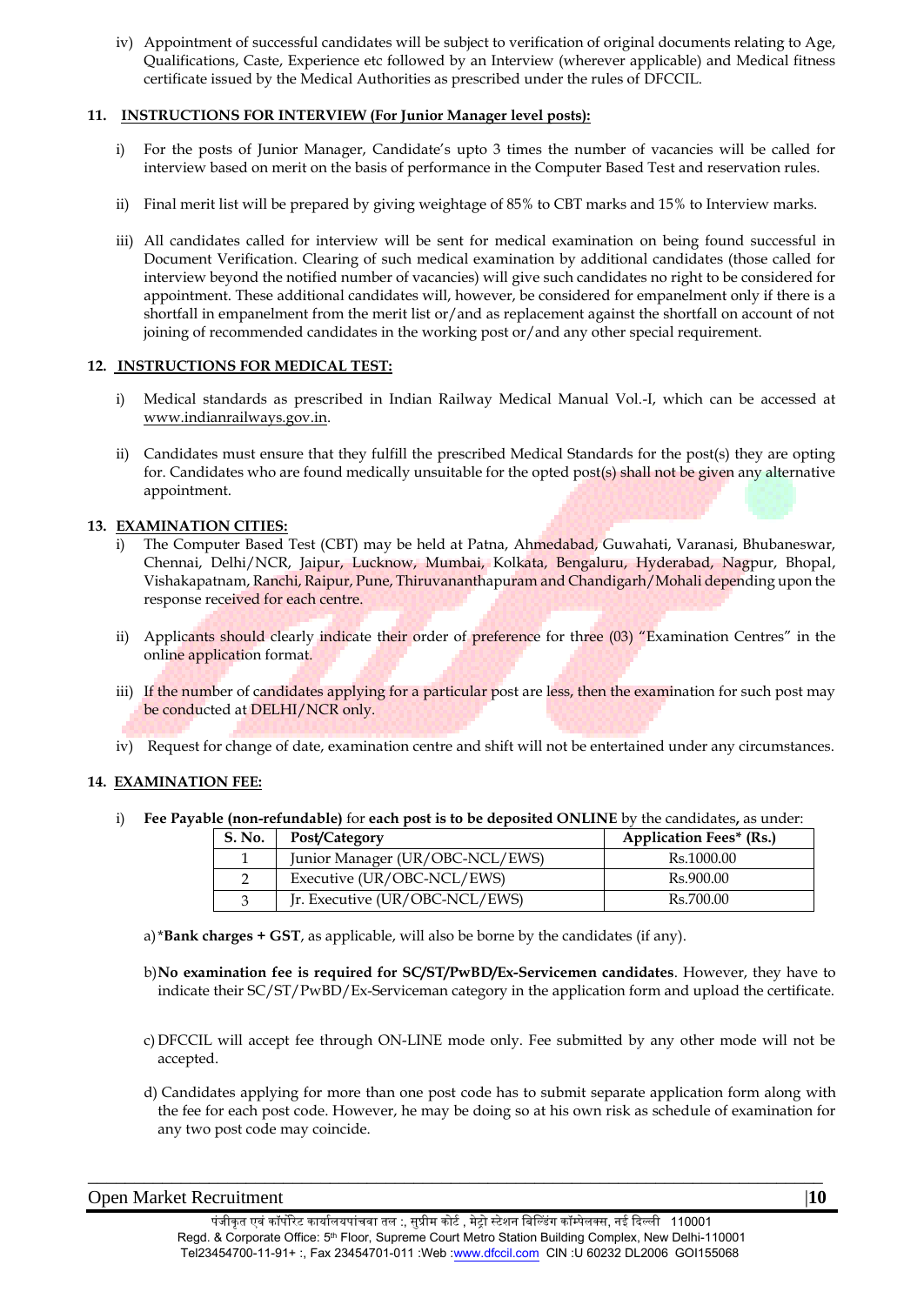iv) Appointment of successful candidates will be subject to verification of original documents relating to Age, Qualifications, Caste, Experience etc followed by an Interview (wherever applicable) and Medical fitness certificate issued by the Medical Authorities as prescribed under the rules of DFCCIL.

## 11. INSTRUCTIONS FOR INTERVIEW (For Junior Manager level posts):

i) For the posts of Junior Manager, Candidate's upto 3 times the number of vacancies will be called for interview based on merit on the basis of performance in the Computer Based Test and reservation rules.

ii) Final merit list will be prepared by giving weightage of 85% to CBT marks and 15% to Interview marks.

iii) All candidates called for interview will be sent for medical examination on being found successful in Document Verification. Clearing of such medical examination by additional candidates (those called for interview beyond the notified number of vacancies) will give such candidates no right to be considered for appointment. These additional candidates will, however, be considered for empanelment only if there is a shortfall in empanelment from the merit list or/and as replacement against the shortfall on account of not joining of recommended candidates in the working post or/and any other special requirement.

## 12. INSTRUCTIONS FOR MEDICAL TEST:

i) Medical standards as prescribed in Indian Railway Medical Manual Vol.-I, which can be accessed at www.indianrailways.gov.in.

ii) Candidates must ensure that they fulfill the prescribed Medical Standards for the post(s) they are opting for. Candidates who are found medically unsuitable for the opted post(s) shall not be given any alternative appointment.

## 13. EXAMINATION CITIES:

i) The Computer Based Test (CBT) may be held at Patna, Ahmedabad, Guwahati, Varanasi, Bhubaneswar, Chennai, Delhi/NCR, Jaipur, Lucknow, Mumbai, Kolkata, Bengaluru, Hyderabad, Nagpur, Bhopal, Vishakapatnam, Ranchi, Raipur, Pune, Thiruvananthapuram and Chandigarh/Mohali depending upon the response received for each centre.

ii) Applicants should clearly indicate their order of preference for three (03) "Examination Centres" in the online application format.

iii) If the number of candidates applying for a particular post are less, then the examination for such post may be conducted at DELHI/NCR only.

iv) Request for change of date, examination centre and shift will not be entertained under any circumstances.

## 14. EXAMINATION FEE:

i) **Fee Payable (non-refundable)** for **each post is to be deposited ONLINE** by the candidates**,** as under:

| S. No. | Post/Category | Application Fees* (Rs.) |
|---|---|---|
| 1 | Junior Manager (UR/OBC-NCL/EWS) | Rs.1000.00 |
| 2 | Executive (UR/OBC-NCL/EWS) | Rs.900.00 |
| 3 | Jr. Executive (UR/OBC-NCL/EWS) | Rs.700.00 |

a) ***Bank charges + GST**, as applicable, will also be borne by the candidates (if any).

b) **No examination fee is required for SC/ST/PwBD/Ex-Servicemen candidates**. However, they have to indicate their SC/ST/PwBD/Ex-Serviceman category in the application form and upload the certificate.

c) DFCCIL will accept fee through ON-LINE mode only. Fee submitted by any other mode will not be accepted.

d) Candidates applying for more than one post code has to submit separate application form along with the fee for each post code. However, he may be doing so at his own risk as schedule of examination for any two post code may coincide.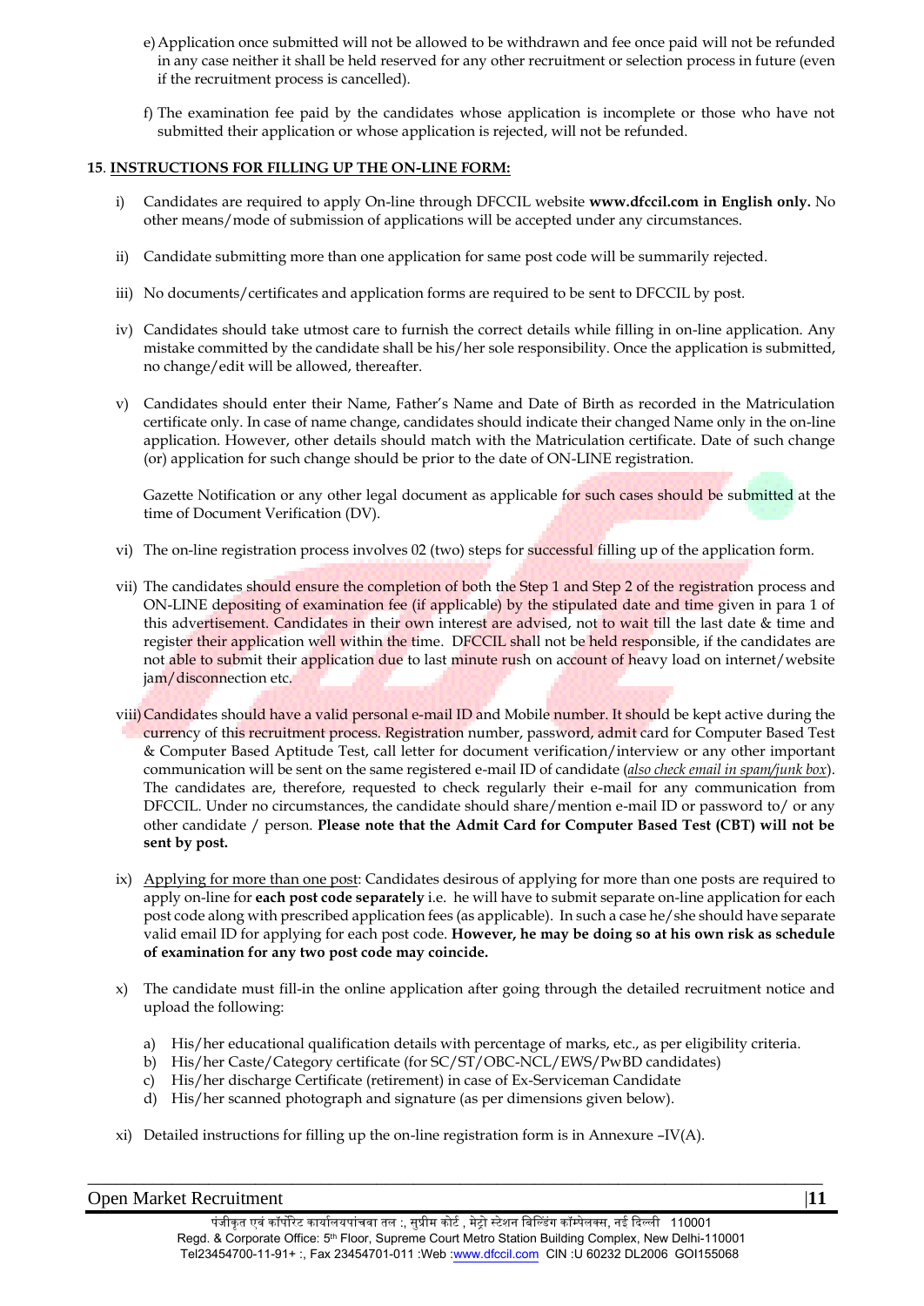e) Application once submitted will not be allowed to be withdrawn and fee once paid will not be refunded in any case neither it shall be held reserved for any other recruitment or selection process in future (even if the recruitment process is cancelled).

f) The examination fee paid by the candidates whose application is incomplete or those who have not submitted their application or whose application is rejected, will not be refunded.

**15. INSTRUCTIONS FOR FILLING UP THE ON-LINE FORM:**

i) Candidates are required to apply On-line through DFCCIL website **www.dfccil.com in English only.** No other means/mode of submission of applications will be accepted under any circumstances.

ii) Candidate submitting more than one application for same post code will be summarily rejected.

iii) No documents/certificates and application forms are required to be sent to DFCCIL by post.

iv) Candidates should take utmost care to furnish the correct details while filling in on-line application. Any mistake committed by the candidate shall be his/her sole responsibility. Once the application is submitted, no change/edit will be allowed, thereafter.

v) Candidates should enter their Name, Father's Name and Date of Birth as recorded in the Matriculation certificate only. In case of name change, candidates should indicate their changed Name only in the on-line application. However, other details should match with the Matriculation certificate. Date of such change (or) application for such change should be prior to the date of ON-LINE registration.

Gazette Notification or any other legal document as applicable for such cases should be submitted at the time of Document Verification (DV).

vi) The on-line registration process involves 02 (two) steps for successful filling up of the application form.

vii) The candidates should ensure the completion of both the Step 1 and Step 2 of the registration process and ON-LINE depositing of examination fee (if applicable) by the stipulated date and time given in para 1 of this advertisement. Candidates in their own interest are advised, not to wait till the last date & time and register their application well within the time. DFCCIL shall not be held responsible, if the candidates are not able to submit their application due to last minute rush on account of heavy load on internet/website jam/disconnection etc.

viii) Candidates should have a valid personal e-mail ID and Mobile number. It should be kept active during the currency of this recruitment process. Registration number, password, admit card for Computer Based Test & Computer Based Aptitude Test, call letter for document verification/interview or any other important communication will be sent on the same registered e-mail ID of candidate (*also check email in spam/junk box*). The candidates are, therefore, requested to check regularly their e-mail for any communication from DFCCIL. Under no circumstances, the candidate should share/mention e-mail ID or password to/ or any other candidate / person. **Please note that the Admit Card for Computer Based Test (CBT) will not be sent by post.**

ix) Applying for more than one post: Candidates desirous of applying for more than one posts are required to apply on-line for **each post code separately** i.e. he will have to submit separate on-line application for each post code along with prescribed application fees (as applicable). In such a case he/she should have separate valid email ID for applying for each post code. **However, he may be doing so at his own risk as schedule of examination for any two post code may coincide.**

x) The candidate must fill-in the online application after going through the detailed recruitment notice and upload the following:

a) His/her educational qualification details with percentage of marks, etc., as per eligibility criteria.
b) His/her Caste/Category certificate (for SC/ST/OBC-NCL/EWS/PwBD candidates)
c) His/her discharge Certificate (retirement) in case of Ex-Serviceman Candidate
d) His/her scanned photograph and signature (as per dimensions given below).

xi) Detailed instructions for filling up the on-line registration form is in Annexure –IV(A).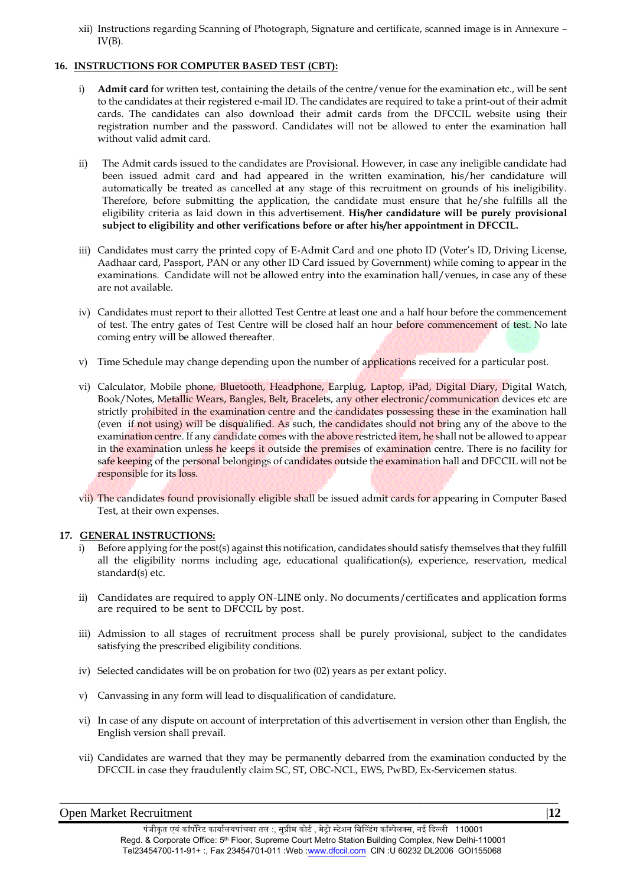xii) Instructions regarding Scanning of Photograph, Signature and certificate, scanned image is in Annexure – IV(B).

## 16. INSTRUCTIONS FOR COMPUTER BASED TEST (CBT):

i) **Admit card** for written test, containing the details of the centre/venue for the examination etc., will be sent to the candidates at their registered e-mail ID. The candidates are required to take a print-out of their admit cards. The candidates can also download their admit cards from the DFCCIL website using their registration number and the password. Candidates will not be allowed to enter the examination hall without valid admit card.

ii) The Admit cards issued to the candidates are Provisional. However, in case any ineligible candidate had been issued admit card and had appeared in the written examination, his/her candidature will automatically be treated as cancelled at any stage of this recruitment on grounds of his ineligibility. Therefore, before submitting the application, the candidate must ensure that he/she fulfils all the eligibility criteria as laid down in this advertisement. **His/her candidature will be purely provisional subject to eligibility and other verifications before or after his/her appointment in DFCCIL.**

iii) Candidates must carry the printed copy of E-Admit Card and one photo ID (Voter's ID, Driving License, Aadhaar card, Passport, PAN or any other ID Card issued by Government) while coming to appear in the examinations. Candidate will not be allowed entry into the examination hall/venues, in case any of these are not available.

iv) Candidates must report to their allotted Test Centre at least one and a half hour before the commencement of test. The entry gates of Test Centre will be closed half an hour before commencement of test. No late coming entry will be allowed thereafter.

v) Time Schedule may change depending upon the number of applications received for a particular post.

vi) Calculator, Mobile phone, Bluetooth, Headphone, Earplug, Laptop, iPad, Digital Diary, Digital Watch, Book/Notes, Metallic Wears, Bangles, Belt, Bracelets, any other electronic/communication devices etc are strictly prohibited in the examination centre and the candidates possessing these in the examination hall (even if not using) will be disqualified. As such, the candidates should not bring any of the above to the examination centre. If any candidate comes with the above restricted item, he shall not be allowed to appear in the examination unless he keeps it outside the premises of examination centre. There is no facility for safe keeping of the personal belongings of candidates outside the examination hall and DFCCIL will not be responsible for its loss.

vii) The candidates found provisionally eligible shall be issued admit cards for appearing in Computer Based Test, at their own expenses.

## 17. GENERAL INSTRUCTIONS:

i) Before applying for the post(s) against this notification, candidates should satisfy themselves that they fulfill all the eligibility norms including age, educational qualification(s), experience, reservation, medical standard(s) etc.

ii) Candidates are required to apply ON-LINE only. No documents/certificates and application forms are required to be sent to DFCCIL by post.

iii) Admission to all stages of recruitment process shall be purely provisional, subject to the candidates satisfying the prescribed eligibility conditions.

iv) Selected candidates will be on probation for two (02) years as per extant policy.

v) Canvassing in any form will lead to disqualification of candidature.

vi) In case of any dispute on account of interpretation of this advertisement in version other than English, the English version shall prevail.

vii) Candidates are warned that they may be permanently debarred from the examination conducted by the DFCCIL in case they fraudulently claim SC, ST, OBC-NCL, EWS, PwBD, Ex-Servicemen status.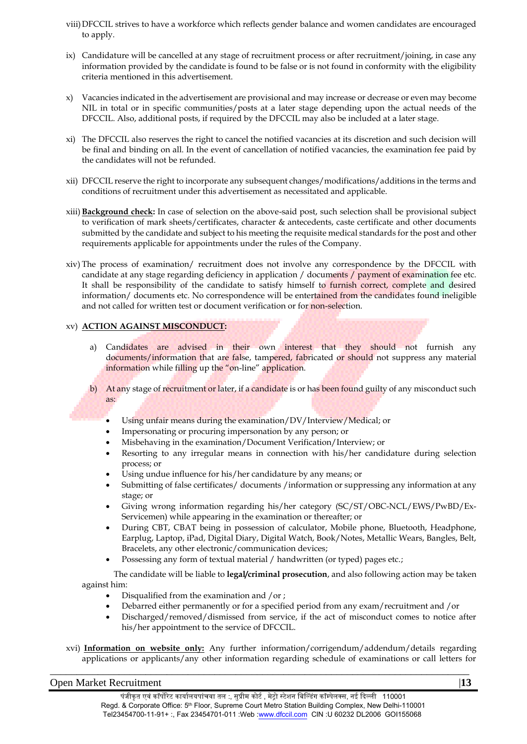viii) DFCCIL strives to have a workforce which reflects gender balance and women candidates are encouraged to apply.

ix) Candidature will be cancelled at any stage of recruitment process or after recruitment/joining, in case any information provided by the candidate is found to be false or is not found in conformity with the eligibility criteria mentioned in this advertisement.

x) Vacancies indicated in the advertisement are provisional and may increase or decrease or even may become NIL in total or in specific communities/posts at a later stage depending upon the actual needs of the DFCCIL. Also, additional posts, if required by the DFCCIL may also be included at a later stage.

xi) The DFCCIL also reserves the right to cancel the notified vacancies at its discretion and such decision will be final and binding on all. In the event of cancellation of notified vacancies, the examination fee paid by the candidates will not be refunded.

xii) DFCCIL reserve the right to incorporate any subsequent changes/modifications/additions in the terms and conditions of recruitment under this advertisement as necessitated and applicable.

xiii) **Background check:** In case of selection on the above-said post, such selection shall be provisional subject to verification of mark sheets/certificates, character & antecedents, caste certificate and other documents submitted by the candidate and subject to his meeting the requisite medical standards for the post and other requirements applicable for appointments under the rules of the Company.

xiv) The process of examination/ recruitment does not involve any correspondence by the DFCCIL with candidate at any stage regarding deficiency in application / documents / payment of examination fee etc. It shall be responsibility of the candidate to satisfy himself to furnish correct, complete and desired information/ documents etc. No correspondence will be entertained from the candidates found ineligible and not called for written test or document verification or for non-selection.

xv) **ACTION AGAINST MISCONDUCT:**

a) Candidates are advised in their own interest that they should not furnish any documents/information that are false, tampered, fabricated or should not suppress any material information while filling up the "on-line" application.

b) At any stage of recruitment or later, if a candidate is or has been found guilty of any misconduct such as:

- Using unfair means during the examination/DV/Interview/Medical; or
- Impersonating or procuring impersonation by any person; or
- Misbehaving in the examination/Document Verification/Interview; or
- Resorting to any irregular means in connection with his/her candidature during selection process; or
- Using undue influence for his/her candidature by any means; or
- Submitting of false certificates/ documents /information or suppressing any information at any stage; or
- Giving wrong information regarding his/her category (SC/ST/OBC-NCL/EWS/PwBD/Ex-Servicemen) while appearing in the examination or thereafter; or
- During CBT, CBAT being in possession of calculator, Mobile phone, Bluetooth, Headphone, Earplug, Laptop, iPad, Digital Diary, Digital Watch, Book/Notes, Metallic Wears, Bangles, Belt, Bracelets, any other electronic/communication devices;
- Possessing any form of textual material / handwritten (or typed) pages etc.;

The candidate will be liable to **legal/criminal prosecution**, and also following action may be taken against him:

- Disqualified from the examination and /or ;
- Debarred either permanently or for a specified period from any exam/recruitment and /or
- Discharged/removed/dismissed from service, if the act of misconduct comes to notice after his/her appointment to the service of DFCCIL.

xvi) **Information on website only:** Any further information/corrigendum/addendum/details regarding applications or applicants/any other information regarding schedule of examinations or call letters for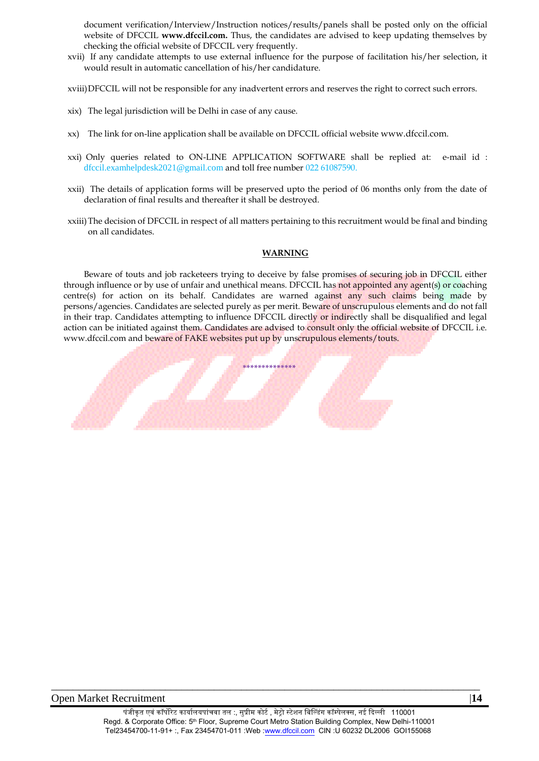document verification/Interview/Instruction notices/results/panels shall be posted only on the official website of DFCCIL **www.dfccil.com.** Thus, the candidates are advised to keep updating themselves by checking the official website of DFCCIL very frequently.

xvii) If any candidate attempts to use external influence for the purpose of facilitation his/her selection, it would result in automatic cancellation of his/her candidature.

xviii) DFCCIL will not be responsible for any inadvertent errors and reserves the right to correct such errors.

xix) The legal jurisdiction will be Delhi in case of any cause.

xx) The link for on-line application shall be available on DFCCIL official website www.dfccil.com.

xxi) Only queries related to ON-LINE APPLICATION SOFTWARE shall be replied at: e-mail id : dfccil.examhelpdesk2021@gmail.com and toll free number 022 61087590.

xxii) The details of application forms will be preserved upto the period of 06 months only from the date of declaration of final results and thereafter it shall be destroyed.

xxiii) The decision of DFCCIL in respect of all matters pertaining to this recruitment would be final and binding on all candidates.

## WARNING

Beware of touts and job racketeers trying to deceive by false promises of securing job in DFCCIL either through influence or by use of unfair and unethical means. DFCCIL has not appointed any agent(s) or coaching centre(s) for action on its behalf. Candidates are warned against any such claims being made by persons/agencies. Candidates are selected purely as per merit. Beware of unscrupulous elements and do not fall in their trap. Candidates attempting to influence DFCCIL directly or indirectly shall be disqualified and legal action can be initiated against them. Candidates are advised to consult only the official website of DFCCIL i.e. www.dfccil.com and beware of FAKE websites put up by unscrupulous elements/touts.

**************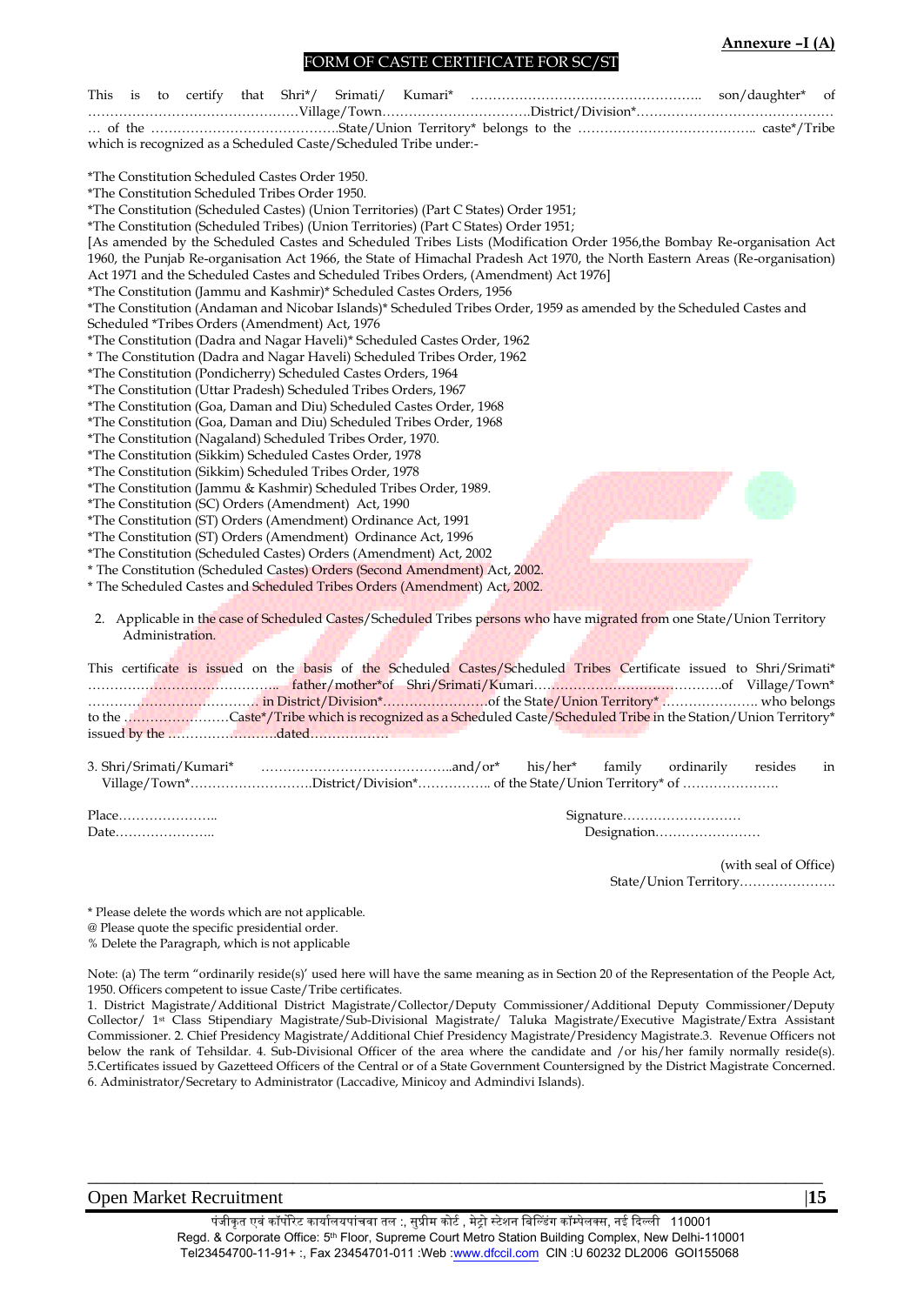**Annexure –I (A)**

## FORM OF CASTE CERTIFICATE FOR SC/ST

This is to certify that Shri*/ Srimati/ Kumari* …………………………………………….. son/daughter* of …………………………………………Village/Town……………………………District/Division*……………………………………… … of the ……………………………………State/Union Territory* belongs to the ………………………………….. caste*/Tribe which is recognized as a Scheduled Caste/Scheduled Tribe under:-

*The Constitution Scheduled Castes Order 1950.
*The Constitution Scheduled Tribes Order 1950.
*The Constitution (Scheduled Castes) (Union Territories) (Part C States) Order 1951;
*The Constitution (Scheduled Tribes) (Union Territories) (Part C States) Order 1951;
[As amended by the Scheduled Castes and Scheduled Tribes Lists (Modification Order 1956,the Bombay Re-organisation Act 1960, the Punjab Re-organisation Act 1966, the State of Himachal Pradesh Act 1970, the North Eastern Areas (Re-organisation) Act 1971 and the Scheduled Castes and Scheduled Tribes Orders, (Amendment) Act 1976]
*The Constitution (Jammu and Kashmir)* Scheduled Castes Orders, 1956
*The Constitution (Andaman and Nicobar Islands)* Scheduled Tribes Order, 1959 as amended by the Scheduled Castes and Scheduled *Tribes Orders (Amendment) Act, 1976
*The Constitution (Dadra and Nagar Haveli)* Scheduled Castes Order, 1962
* The Constitution (Dadra and Nagar Haveli) Scheduled Tribes Order, 1962
*The Constitution (Pondicherry) Scheduled Castes Orders, 1964
*The Constitution (Uttar Pradesh) Scheduled Tribes Orders, 1967
*The Constitution (Goa, Daman and Diu) Scheduled Castes Order, 1968
*The Constitution (Goa, Daman and Diu) Scheduled Tribes Order, 1968
*The Constitution (Nagaland) Scheduled Tribes Order, 1970.
*The Constitution (Sikkim) Scheduled Castes Order, 1978
*The Constitution (Sikkim) Scheduled Tribes Order, 1978
*The Constitution (Jammu & Kashmir) Scheduled Tribes Order, 1989.
*The Constitution (SC) Orders (Amendment) Act, 1990
*The Constitution (ST) Orders (Amendment) Ordinance Act, 1991
*The Constitution (ST) Orders (Amendment) Ordinance Act, 1996
*The Constitution (Scheduled Castes) Orders (Amendment) Act, 2002
* The Constitution (Scheduled Castes) Orders (Second Amendment) Act, 2002.
* The Scheduled Castes and Scheduled Tribes Orders (Amendment) Act, 2002.

2. Applicable in the case of Scheduled Castes/Scheduled Tribes persons who have migrated from one State/Union Territory Administration.

This certificate is issued on the basis of the Scheduled Castes/Scheduled Tribes Certificate issued to Shri/Srimati* …………………………………….. father/mother*of Shri/Srimati/Kumari……………………………………..of Village/Town* …………………………………. in District/Division*……………………of the State/Union Territory* …………………. who belongs to the ……………………Caste*/Tribe which is recognized as a Scheduled Caste/Scheduled Tribe in the Station/Union Territory* issued by the …………………….dated………………

3. Shri/Srimati/Kumari* ……………………………………..and/or* his/her* family ordinarily resides in Village/Town*……………………….District/Division*……………. of the State/Union Territory* of ………………….

Place…………………..
Date…………………..

Signature………………………
Designation……………………

(with seal of Office)
State/Union Territory………………….

\* Please delete the words which are not applicable.
@ Please quote the specific presidential order.
% Delete the Paragraph, which is not applicable

Note: (a) The term "ordinarily reside(s)' used here will have the same meaning as in Section 20 of the Representation of the People Act, 1950. Officers competent to issue Caste/Tribe certificates.
1. District Magistrate/Additional District Magistrate/Collector/Deputy Commissioner/Additional Deputy Commissioner/Deputy Collector/ 1st Class Stipendiary Magistrate/Sub-Divisional Magistrate/ Taluka Magistrate/Executive Magistrate/Extra Assistant Commissioner. 2. Chief Presidency Magistrate/Additional Chief Presidency Magistrate/Presidency Magistrate.3. Revenue Officers not below the rank of Tehsildar. 4. Sub-Divisional Officer of the area where the candidate and /or his/her family normally reside(s). 5.Certificates issued by Gazetteed Officers of the Central or of a State Government Countersigned by the District Magistrate Concerned. 6. Administrator/Secretary to Administrator (Laccadive, Minicoy and Admindivi Islands).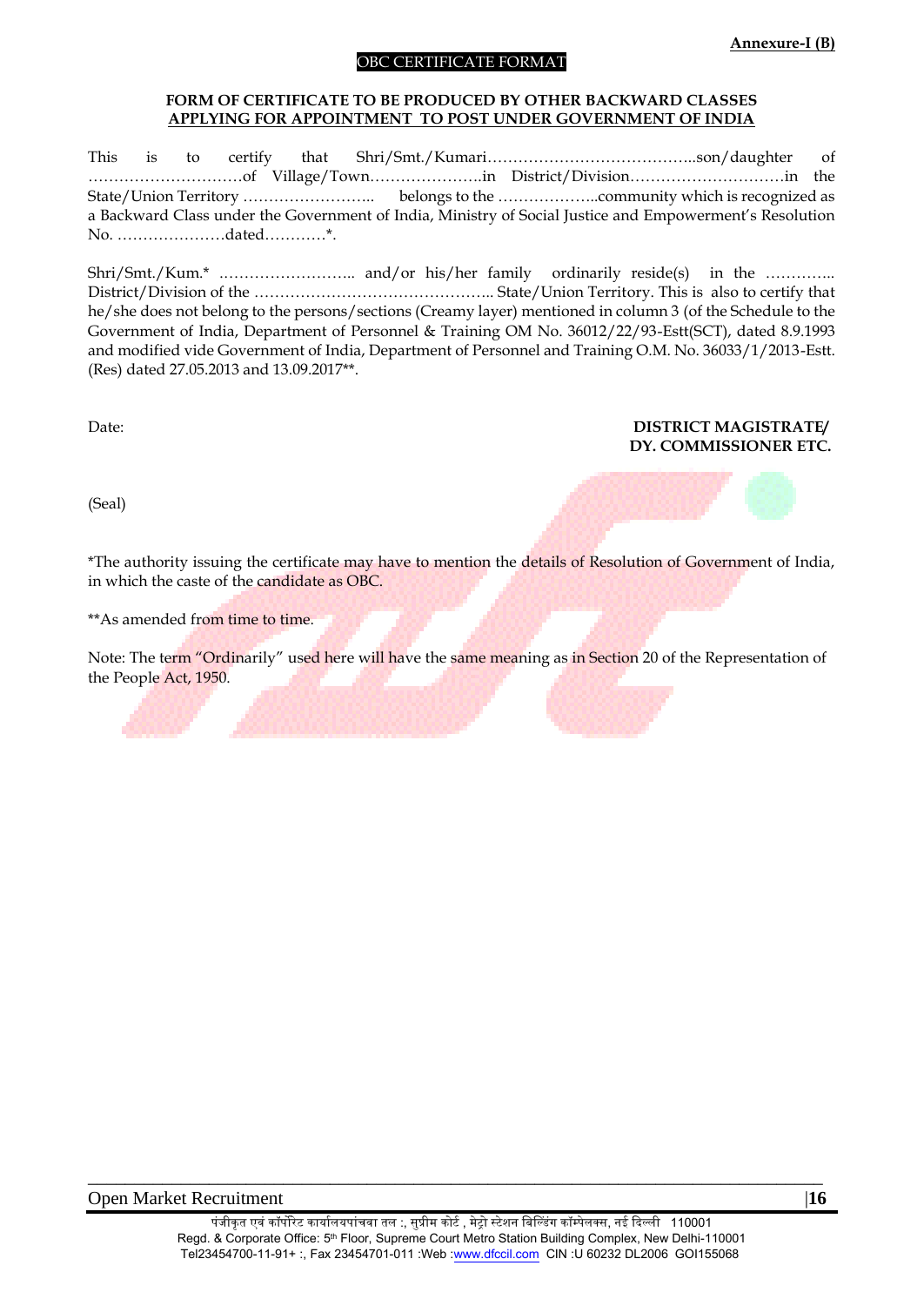**Annexure-I (B)**

OBC CERTIFICATE FORMAT

**FORM OF CERTIFICATE TO BE PRODUCED BY OTHER BACKWARD CLASSES APPLYING FOR APPOINTMENT TO POST UNDER GOVERNMENT OF INDIA**

This is to certify that Shri/Smt./Kumari…………………………………..son/daughter of …………………………of Village/Town………………….in District/Division…………………………in the State/Union Territory …………………….. belongs to the ………………..community which is recognized as a Backward Class under the Government of India, Ministry of Social Justice and Empowerment's Resolution No. …………………dated…………*.

Shri/Smt./Kum.* …………………….. and/or his/her family ordinarily reside(s) in the ………….. District/Division of the ……………………………………….. State/Union Territory. This is also to certify that he/she does not belong to the persons/sections (Creamy layer) mentioned in column 3 (of the Schedule to the Government of India, Department of Personnel & Training OM No. 36012/22/93-Estt(SCT), dated 8.9.1993 and modified vide Government of India, Department of Personnel and Training O.M. No. 36033/1/2013-Estt. (Res) dated 27.05.2013 and 13.09.2017**.

Date:

**DISTRICT MAGISTRATE/ DY. COMMISSIONER ETC.**

(Seal)

*The authority issuing the certificate may have to mention the details of Resolution of Government of India, in which the caste of the candidate as OBC.

**As amended from time to time.

Note: The term "Ordinarily" used here will have the same meaning as in Section 20 of the Representation of the People Act, 1950.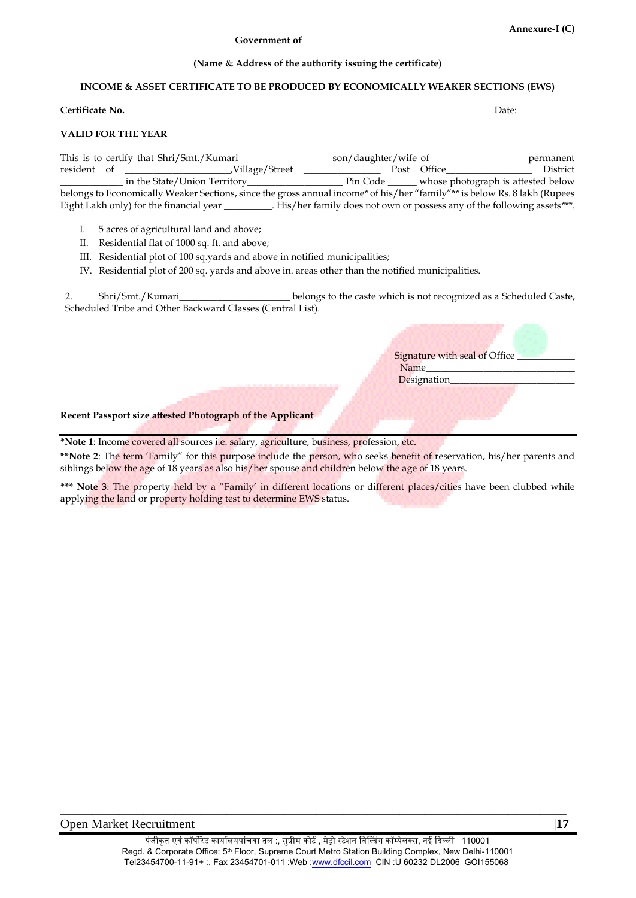Annexure-I (C)

**Government of ___________________**

**(Name & Address of the authority issuing the certificate)**

**INCOME & ASSET CERTIFICATE TO BE PRODUCED BY ECONOMICALLY WEAKER SECTIONS (EWS)**

**Certificate No.____________** Date:_______

**VALID FOR THE YEAR_________**

This is to certify that Shri/Smt./Kumari ________________ son/daughter/wife of ________________ permanent resident of ____________________,Village/Street _______________ Post Office________________ District ____________ in the State/Union Territory__________________ Pin Code ______ whose photograph is attested below belongs to Economically Weaker Sections, since the gross annual income* of his/her "family"** is below Rs. 8 lakh (Rupees Eight Lakh only) for the financial year _________. His/her family does not own or possess any of the following assets***.

I. 5 acres of agricultural land and above;
II. Residential flat of 1000 sq. ft. and above;
III. Residential plot of 100 sq.yards and above in notified municipalities;
IV. Residential plot of 200 sq. yards and above in. areas other than the notified municipalities.

2. Shri/Smt./Kumari_____________________ belongs to the caste which is not recognized as a Scheduled Caste, Scheduled Tribe and Other Backward Classes (Central List).

Signature with seal of Office ___________
Name_____________________________
Designation__________________________

**Recent Passport size attested Photograph of the Applicant**

---

***Note 1**: Income covered all sources i.e. salary, agriculture, business, profession, etc.

****Note 2**: The term 'Family" for this purpose include the person, who seeks benefit of reservation, his/her parents and siblings below the age of 18 years as also his/her spouse and children below the age of 18 years.

***** Note 3**: The property held by a "Family' in different locations or different places/cities have been clubbed while applying the land or property holding test to determine EWS status.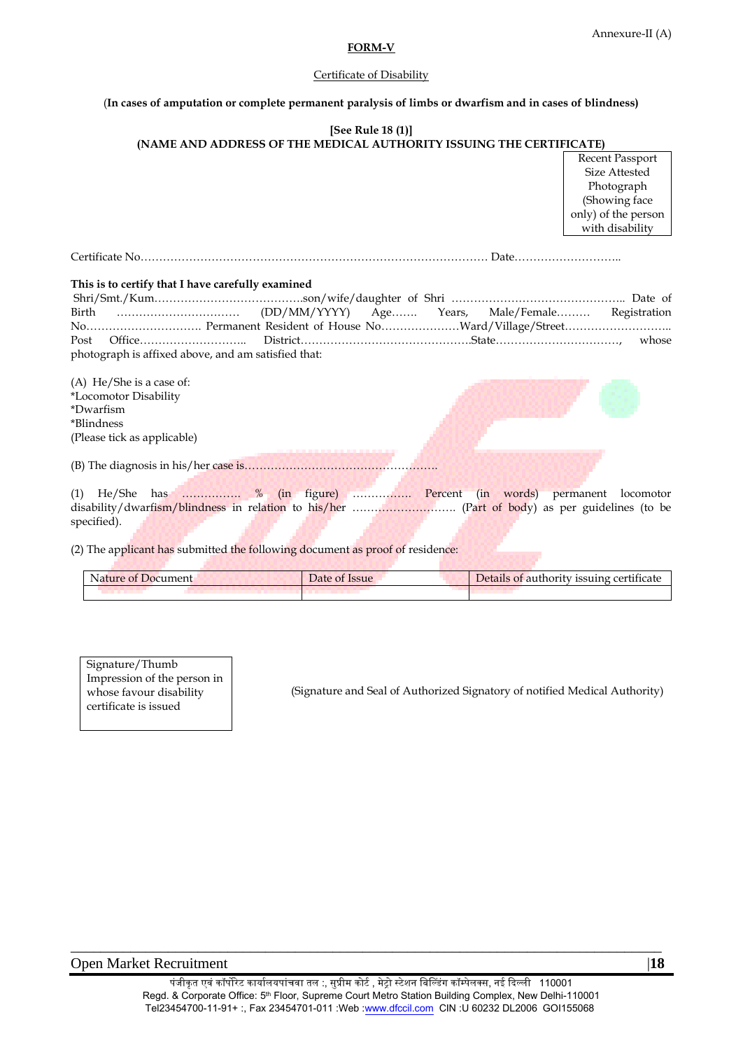Annexure-II (A)

**FORM-V**

Certificate of Disability

(**In cases of amputation or complete permanent paralysis of limbs or dwarfism and in cases of blindness)**

**[See Rule 18 (1)]**

**(NAME AND ADDRESS OF THE MEDICAL AUTHORITY ISSUING THE CERTIFICATE)**

| Recent Passport Size Attested Photograph (Showing face only) of the person with disability |
|---|

Certificate No………………………………………………………………………………… Date………………………..

**This is to certify that I have carefully examined**

Shri/Smt./Kum………………………………….son/wife/daughter of Shri ……………………………………….. Date of Birth …………………………… (DD/MM/YYYY) Age……. Years, Male/Female……… Registration No…………………………. Permanent Resident of House No…………………Ward/Village/Street……………………….. Post Office……………………….. District……………………………………….State……………………………, whose photograph is affixed above, and am satisfied that:

(A) He/She is a case of:
*Locomotor Disability
*Dwarfism
*Blindness
(Please tick as applicable)

(B) The diagnosis in his/her case is…………………………………………….

(1) He/She has ……………. % (in figure) ……………. Percent (in words) permanent locomotor disability/dwarfism/blindness in relation to his/her ………………………. (Part of body) as per guidelines (to be specified).

(2) The applicant has submitted the following document as proof of residence:

| Nature of Document | Date of Issue | Details of authority issuing certificate |
|---|---|---|
| | | |

| Signature/Thumb Impression of the person in whose favour disability certificate is issued |
|---|

(Signature and Seal of Authorized Signatory of notified Medical Authority)

Open Market Recruitment

पंजीकृत एवं कॉर्पोरेट कार्यालयपांचवा तल :, सुप्रीम कोर्ट , मेट्रो स्टेशन बिल्डिंग कॉम्पेलक्स, नई दिल्ली 110001
Regd. & Corporate Office: 5th Floor, Supreme Court Metro Station Building Complex, New Delhi-110001
Tel23454700-11-91+ :, Fax 23454701-011 :Web :www.dfccil.com CIN :U 60232 DL2006 GOI155068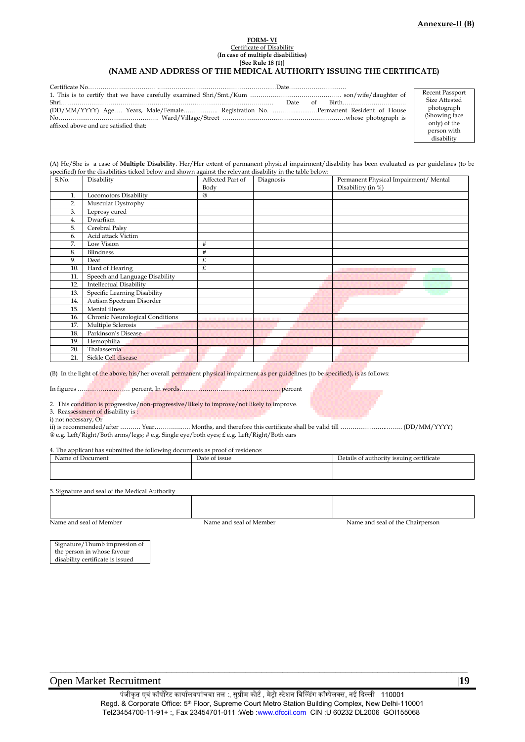**Annexure-II (B)**

**FORM- VI**

Certificate of Disability

(**In case of multiple disabilities)**

**[See Rule 18 (1)]**

## (NAME AND ADDRESS OF THE MEDICAL AUTHORITY ISSUING THE CERTIFICATE)

| Recent Passport Size Attested photograph (Showing face only) of the person with disability |
|---|

Certificate No…………………………… ……………………………………………………Date………………………

1. This is to certify that we have carefully examined Shri/Smt./Kum …………………………….………… son/wife/daughter of Shri……………………………………………………………………………… Date of Birth………………………… (DD/MM/YYYY) Age…. Years, Male/Female…………….. Registration No. …………………Permanent Resident of House No…………………………………………. Ward/Village/Street ……………………………………………………whose photograph is affixed above and are satisfied that:

(A) He/She is a case of **Multiple Disability**. Her/Her extent of permanent physical impairment/disability has been evaluated as per guidelines (to be specified) for the disabilities ticked below and shown against the relevant disability in the table below:

| S.No. | Disability | Affected Part of Body | Diagnosis | Permanent Physical Impairment/ Mental Disabilitry (in %) |
|---|---|---|---|---|
| 1. | Locomotors Disability | @ | | |
| 2. | Muscular Dystrophy | | | |
| 3. | Leprosy cured | | | |
| 4. | Dwarfism | | | |
| 5. | Cerebral Palsy | | | |
| 6. | Acid attack Victim | | | |
| 7. | Low Vision | # | | |
| 8. | Blindness | # | | |
| 9. | Deaf | £ | | |
| 10. | Hard of Hearing | £ | | |
| 11. | Speech and Language Disability | | | |
| 12. | Intellectual Disability | | | |
| 13. | Specific Learning Disability | | | |
| 14. | Autism Spectrum Disorder | | | |
| 15. | Mental illness | | | |
| 16. | Chronic Neurological Conditions | | | |
| 17. | Multiple Sclerosis | | | |
| 18. | Parkinson's Disease | | | |
| 19. | Hemophilia | | | |
| 20. | Thalassemia | | | |
| 21. | Sickle Cell disease | | | |

(B) In the light of the above, his/her overall permanent physical impairment as per guidelines (to be specified), is as follows:

In figures ……………..……. percent, In words………………………….…….……….. percent

2. This condition is progressive/non-progressive/likely to improve/not likely to improve.
3. Reassessment of disability is :

i) not necessary, Or

ii) is recommended/after ………. Year……………… Months, and therefore this certificate shall be valid till ………………….…….. (DD/MM/YYYY)

@ e.g. Left/Right/Both arms/legs; # e.g. Single eye/both eyes; £ e.g. Left/Right/Both ears

4. The applicant has submitted the following documents as proof of residence:

| Name of Document | Date of issue | Details of authority issuing certificate |
|---|---|---|
| | | |

5. Signature and seal of the Medical Authority

| | | |
|---|---|---|
| Name and seal of Member | Name and seal of Member | Name and seal of the Chairperson |

| Signature/Thumb impression of the person in whose favour disability certificate is issued |
|---|

Open Market Recruitment

पंजीकृत एवं कॉर्पोरेट कार्यालयपांचवा तल :, सुप्रीम कोर्ट , मेट्रो स्टेशन बिल्डिंग कॉम्पेलक्स, नई दिल्ली 110001
Regd. & Corporate Office: 5th Floor, Supreme Court Metro Station Building Complex, New Delhi-110001
Tel23454700-11-91+ :, Fax 23454701-011 :Web :www.dfccil.com CIN :U 60232 DL2006 GOI155068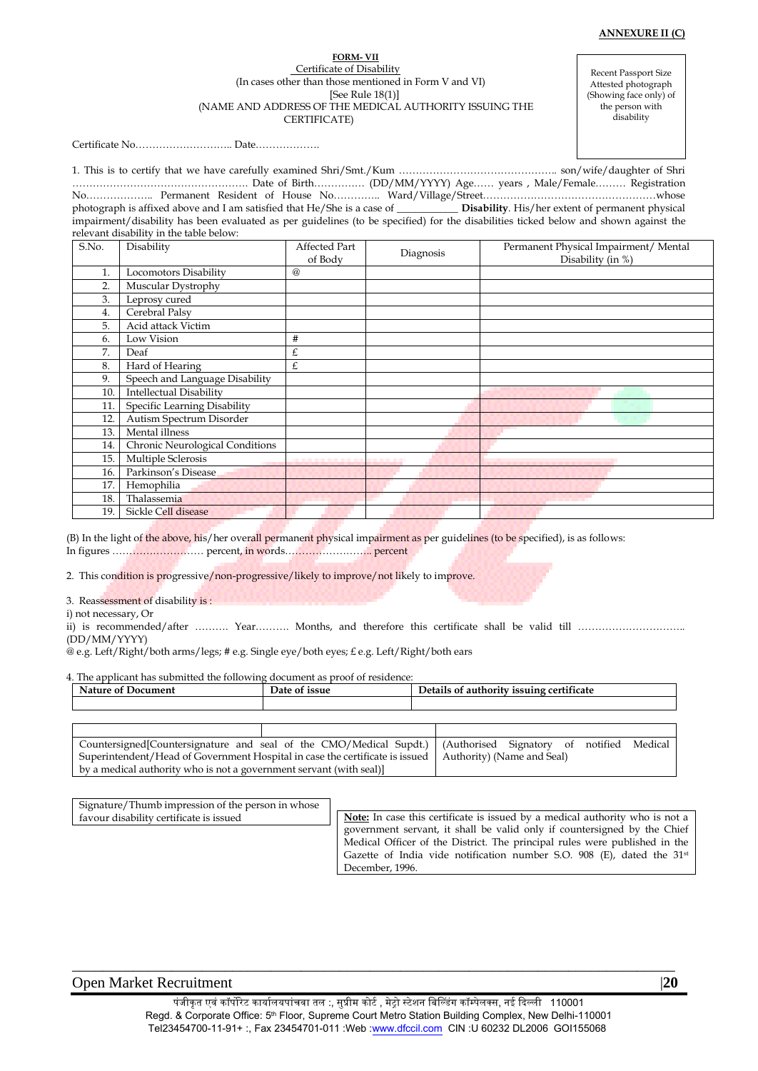**ANNEXURE II (C)**

**FORM- VII**

Certificate of Disability

(In cases other than those mentioned in Form V and VI)

[See Rule 18(1)]

(NAME AND ADDRESS OF THE MEDICAL AUTHORITY ISSUING THE CERTIFICATE)

Recent Passport Size Attested photograph (Showing face only) of the person with disability

Certificate No……………………….. Date……………….

1. This is to certify that we have carefully examined Shri/Smt./Kum ……………………………………….. son/wife/daughter of Shri ……………………………………………. Date of Birth…………… (DD/MM/YYYY) Age…… years , Male/Female……… Registration No……………….. Permanent Resident of House No…………. Ward/Village/Street……………………………………………whose photograph is affixed above and I am satisfied that He/She is a case of __________ **Disability**. His/her extent of permanent physical impairment/disability has been evaluated as per guidelines (to be specified) for the disabilities ticked below and shown against the relevant disability in the table below:

| S.No. | Disability | Affected Part of Body | Diagnosis | Permanent Physical Impairment/ Mental Disability (in %) |
|---|---|---|---|---|
| 1. | Locomotors Disability | @ | | |
| 2. | Muscular Dystrophy | | | |
| 3. | Leprosy cured | | | |
| 4. | Cerebral Palsy | | | |
| 5. | Acid attack Victim | | | |
| 6. | Low Vision | # | | |
| 7. | Deaf | £ | | |
| 8. | Hard of Hearing | £ | | |
| 9. | Speech and Language Disability | | | |
| 10. | Intellectual Disability | | | |
| 11. | Specific Learning Disability | | | |
| 12. | Autism Spectrum Disorder | | | |
| 13. | Mental illness | | | |
| 14. | Chronic Neurological Conditions | | | |
| 15. | Multiple Sclerosis | | | |
| 16. | Parkinson's Disease | | | |
| 17. | Hemophilia | | | |
| 18. | Thalassemia | | | |
| 19. | Sickle Cell disease | | | |

(B) In the light of the above, his/her overall permanent physical impairment as per guidelines (to be specified), is as follows:
In figures ……………………… percent, in words…………………….. percent

2. This condition is progressive/non-progressive/likely to improve/not likely to improve.

3. Reassessment of disability is :
i) not necessary, Or
ii) is recommended/after ………. Year………. Months, and therefore this certificate shall be valid till ………………………….. (DD/MM/YYYY)

@ e.g. Left/Right/both arms/legs; # e.g. Single eye/both eyes; £ e.g. Left/Right/both ears

4. The applicant has submitted the following document as proof of residence:

| Nature of Document | Date of issue | Details of authority issuing certificate |
|---|---|---|
| | | |

| | |
|---|---|
| Countersigned[Countersignature and seal of the CMO/Medical Supdt.) Superintendent/Head of Government Hospital in case the certificate is issued by a medical authority who is not a government servant (with seal)] | (Authorised Signatory of notified Medical Authority) (Name and Seal) |

Signature/Thumb impression of the person in whose favour disability certificate is issued

**Note:** In case this certificate is issued by a medical authority who is not a government servant, it shall be valid only if countersigned by the Chief Medical Officer of the District. The principal rules were published in the Gazette of India vide notification number S.O. 908 (E), dated the 31st December, 1996.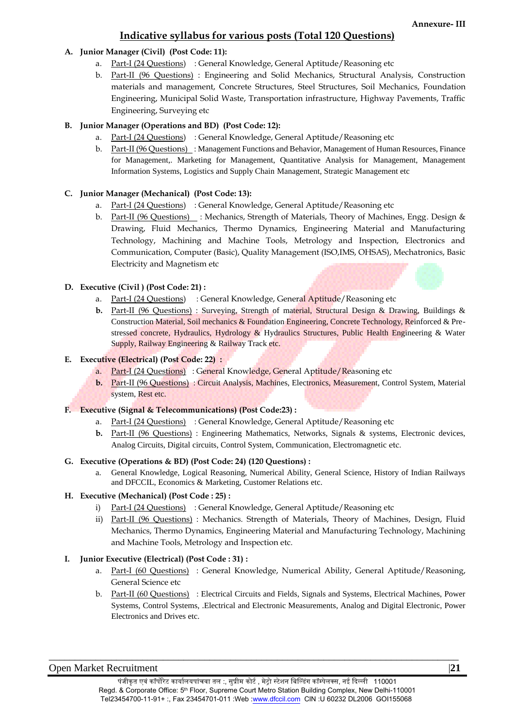**Annexure- III**

## Indicative syllabus for various posts (Total 120 Questions)

**A. Junior Manager (Civil) (Post Code: 11):**

a. Part-I (24 Questions) : General Knowledge, General Aptitude/Reasoning etc

b. Part-II (96 Questions) : Engineering and Solid Mechanics, Structural Analysis, Construction materials and management, Concrete Structures, Steel Structures, Soil Mechanics, Foundation Engineering, Municipal Solid Waste, Transportation infrastructure, Highway Pavements, Traffic Engineering, Surveying etc

**B. Junior Manager (Operations and BD) (Post Code: 12):**

a. Part-I (24 Questions) : General Knowledge, General Aptitude/Reasoning etc

b. Part-II (96 Questions) : Management Functions and Behavior, Management of Human Resources, Finance for Management,. Marketing for Management, Quantitative Analysis for Management, Management Information Systems, Logistics and Supply Chain Management, Strategic Management etc

**C. Junior Manager (Mechanical) (Post Code: 13):**

a. Part-I (24 Questions) : General Knowledge, General Aptitude/Reasoning etc

b. Part-II (96 Questions) : Mechanics, Strength of Materials, Theory of Machines, Engg. Design & Drawing, Fluid Mechanics, Thermo Dynamics, Engineering Material and Manufacturing Technology, Machining and Machine Tools, Metrology and Inspection, Electronics and Communication, Computer (Basic), Quality Management (ISO,IMS, OHSAS), Mechatronics, Basic Electricity and Magnetism etc

**D. Executive (Civil ) (Post Code: 21) :**

a. Part-I (24 Questions) : General Knowledge, General Aptitude/Reasoning etc

**b.** Part-II (96 Questions) : Surveying, Strength of material, Structural Design & Drawing, Buildings & Construction Material, Soil mechanics & Foundation Engineering, Concrete Technology, Reinforced & Pre-stressed concrete, Hydraulics, Hydrology & Hydraulics Structures, Public Health Engineering & Water Supply, Railway Engineering & Railway Track etc.

**E. Executive (Electrical) (Post Code: 22) :**

**a.** Part-I (24 Questions) : General Knowledge, General Aptitude/Reasoning etc

**b.** Part-II (96 Questions) : Circuit Analysis, Machines, Electronics, Measurement, Control System, Material system, Rest etc.

**F. Executive (Signal & Telecommunications) (Post Code:23) :**

a. Part-I (24 Questions) : General Knowledge, General Aptitude/Reasoning etc

**b.** Part-II (96 Questions) : Engineering Mathematics, Networks, Signals & systems, Electronic devices, Analog Circuits, Digital circuits, Control System, Communication, Electromagnetic etc.

**G. Executive (Operations & BD) (Post Code: 24) (120 Questions) :**

a. General Knowledge, Logical Reasoning, Numerical Ability, General Science, History of Indian Railways and DFCCIL, Economics & Marketing, Customer Relations etc.

**H. Executive (Mechanical) (Post Code : 25) :**

i) Part-I (24 Questions) : General Knowledge, General Aptitude/Reasoning etc

ii) Part-II (96 Questions) : Mechanics. Strength of Materials, Theory of Machines, Design, Fluid Mechanics, Thermo Dynamics, Engineering Material and Manufacturing Technology, Machining and Machine Tools, Metrology and Inspection etc.

**I. Junior Executive (Electrical) (Post Code : 31) :**

a. Part-I (60 Questions) : General Knowledge, Numerical Ability, General Aptitude/Reasoning, General Science etc

b. Part-II (60 Questions) : Electrical Circuits and Fields, Signals and Systems, Electrical Machines, Power Systems, Control Systems, .Electrical and Electronic Measurements, Analog and Digital Electronic, Power Electronics and Drives etc.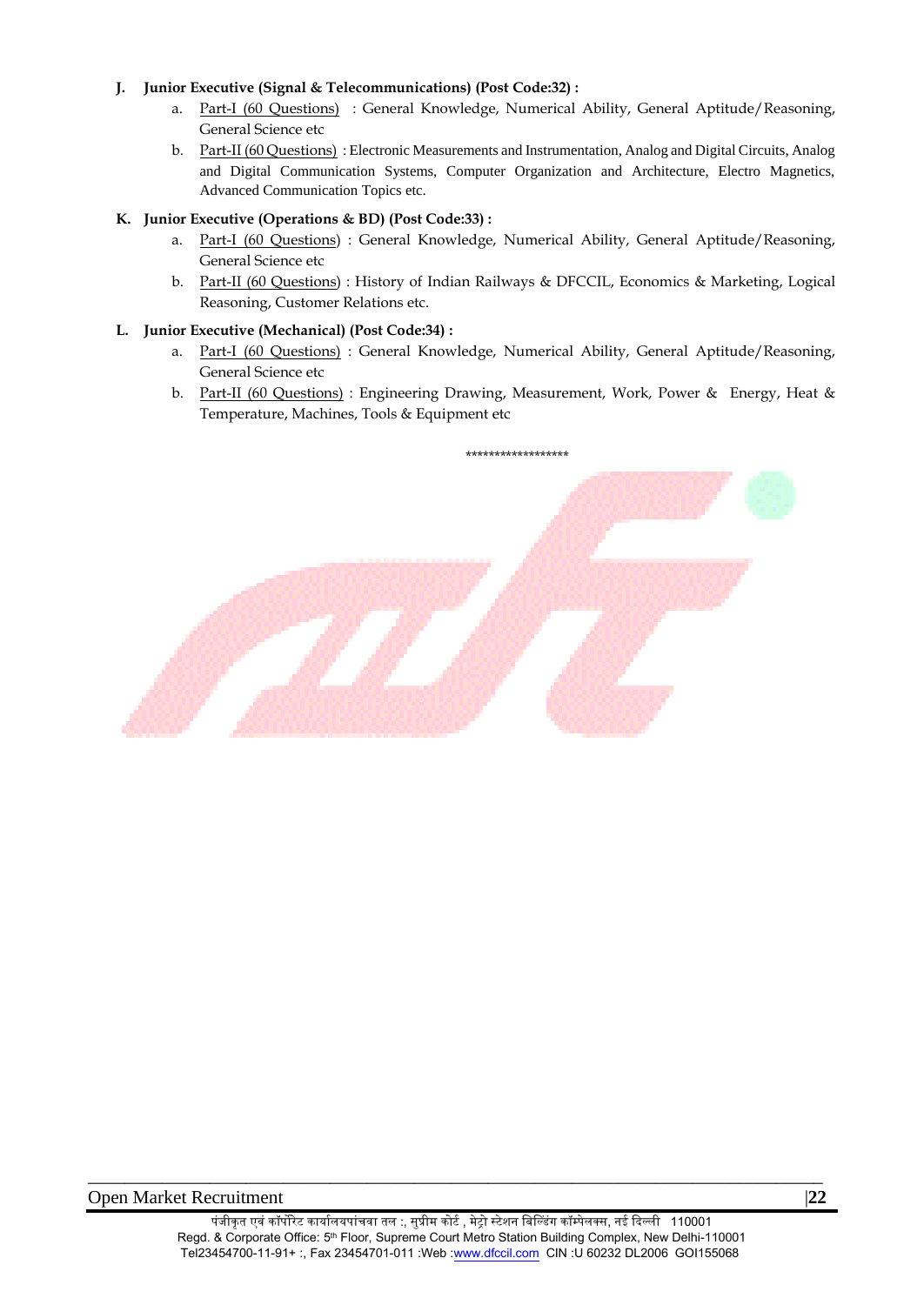**J. Junior Executive (Signal & Telecommunications) (Post Code:32) :**

a. Part-I (60 Questions) : General Knowledge, Numerical Ability, General Aptitude/Reasoning, General Science etc

b. Part-II (60 Questions) : Electronic Measurements and Instrumentation, Analog and Digital Circuits, Analog and Digital Communication Systems, Computer Organization and Architecture, Electro Magnetics, Advanced Communication Topics etc.

**K. Junior Executive (Operations & BD) (Post Code:33) :**

a. Part-I (60 Questions) : General Knowledge, Numerical Ability, General Aptitude/Reasoning, General Science etc

b. Part-II (60 Questions) : History of Indian Railways & DFCCIL, Economics & Marketing, Logical Reasoning, Customer Relations etc.

**L. Junior Executive (Mechanical) (Post Code:34) :**

a. Part-I (60 Questions) : General Knowledge, Numerical Ability, General Aptitude/Reasoning, General Science etc

b. Part-II (60 Questions) : Engineering Drawing, Measurement, Work, Power & Energy, Heat & Temperature, Machines, Tools & Equipment etc

******************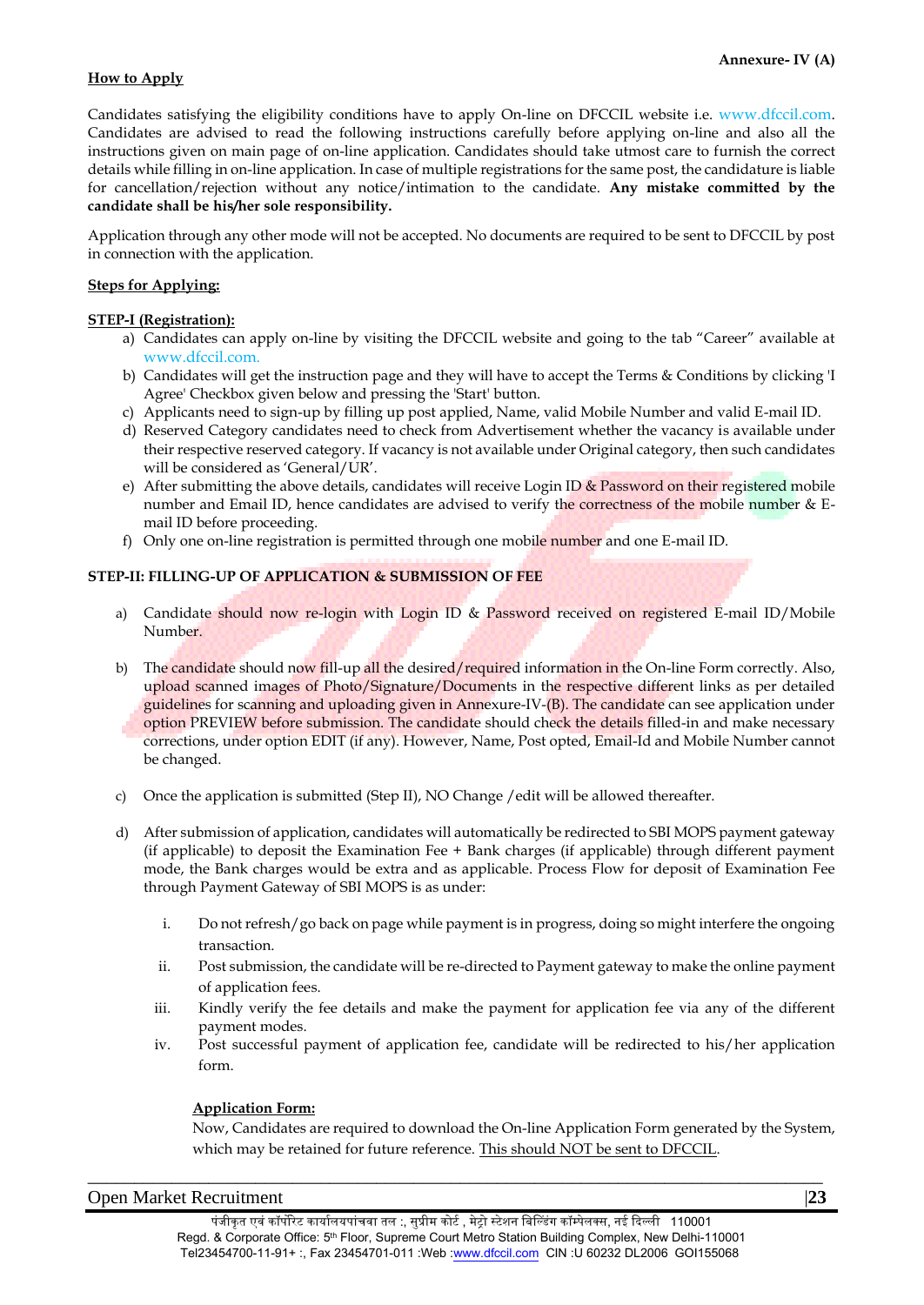**Annexure- IV (A)**

**How to Apply**

Candidates satisfying the eligibility conditions have to apply On-line on DFCCIL website i.e. www.dfccil.com. Candidates are advised to read the following instructions carefully before applying on-line and also all the instructions given on main page of on-line application. Candidates should take utmost care to furnish the correct details while filling in on-line application. In case of multiple registrations for the same post, the candidature is liable for cancellation/rejection without any notice/intimation to the candidate. **Any mistake committed by the candidate shall be his/her sole responsibility.**

Application through any other mode will not be accepted. No documents are required to be sent to DFCCIL by post in connection with the application.

**Steps for Applying:**

**STEP-I (Registration):**

a) Candidates can apply on-line by visiting the DFCCIL website and going to the tab "Career" available at www.dfccil.com.
b) Candidates will get the instruction page and they will have to accept the Terms & Conditions by clicking 'I Agree' Checkbox given below and pressing the 'Start' button.
c) Applicants need to sign-up by filling up post applied, Name, valid Mobile Number and valid E-mail ID.
d) Reserved Category candidates need to check from Advertisement whether the vacancy is available under their respective reserved category. If vacancy is not available under Original category, then such candidates will be considered as 'General/UR'.
e) After submitting the above details, candidates will receive Login ID & Password on their registered mobile number and Email ID, hence candidates are advised to verify the correctness of the mobile number & E-mail ID before proceeding.
f) Only one on-line registration is permitted through one mobile number and one E-mail ID.

**STEP-II: FILLING-UP OF APPLICATION & SUBMISSION OF FEE**

a) Candidate should now re-login with Login ID & Password received on registered E-mail ID/Mobile Number.

b) The candidate should now fill-up all the desired/required information in the On-line Form correctly. Also, upload scanned images of Photo/Signature/Documents in the respective different links as per detailed guidelines for scanning and uploading given in Annexure-IV-(B). The candidate can see application under option PREVIEW before submission. The candidate should check the details filled-in and make necessary corrections, under option EDIT (if any). However, Name, Post opted, Email-Id and Mobile Number cannot be changed.

c) Once the application is submitted (Step II), NO Change /edit will be allowed thereafter.

d) After submission of application, candidates will automatically be redirected to SBI MOPS payment gateway (if applicable) to deposit the Examination Fee + Bank charges (if applicable) through different payment mode, the Bank charges would be extra and as applicable. Process Flow for deposit of Examination Fee through Payment Gateway of SBI MOPS is as under:

   i. Do not refresh/go back on page while payment is in progress, doing so might interfere the ongoing transaction.
   ii. Post submission, the candidate will be re-directed to Payment gateway to make the online payment of application fees.
   iii. Kindly verify the fee details and make the payment for application fee via any of the different payment modes.
   iv. Post successful payment of application fee, candidate will be redirected to his/her application form.

   **Application Form:**

   Now, Candidates are required to download the On-line Application Form generated by the System, which may be retained for future reference. This should NOT be sent to DFCCIL.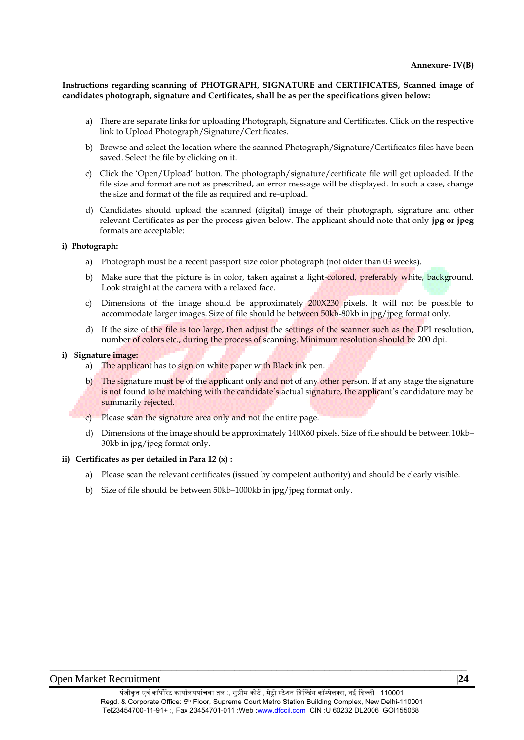**Annexure- IV(B)**

**Instructions regarding scanning of PHOTGRAPH, SIGNATURE and CERTIFICATES, Scanned image of candidates photograph, signature and Certificates, shall be as per the specifications given below:**

a) There are separate links for uploading Photograph, Signature and Certificates. Click on the respective link to Upload Photograph/Signature/Certificates.

b) Browse and select the location where the scanned Photograph/Signature/Certificates files have been saved. Select the file by clicking on it.

c) Click the 'Open/Upload' button. The photograph/signature/certificate file will get uploaded. If the file size and format are not as prescribed, an error message will be displayed. In such a case, change the size and format of the file as required and re-upload.

d) Candidates should upload the scanned (digital) image of their photograph, signature and other relevant Certificates as per the process given below. The applicant should note that only **jpg or jpeg** formats are acceptable:

**i) Photograph:**

a) Photograph must be a recent passport size color photograph (not older than 03 weeks).

b) Make sure that the picture is in color, taken against a light-colored, preferably white, background. Look straight at the camera with a relaxed face.

c) Dimensions of the image should be approximately 200X230 pixels. It will not be possible to accommodate larger images. Size of file should be between 50kb-80kb in jpg/jpeg format only.

d) If the size of the file is too large, then adjust the settings of the scanner such as the DPI resolution, number of colors etc., during the process of scanning. Minimum resolution should be 200 dpi.

**i) Signature image:**

a) The applicant has to sign on white paper with Black ink pen.

b) The signature must be of the applicant only and not of any other person. If at any stage the signature is not found to be matching with the candidate's actual signature, the applicant's candidature may be summarily rejected.

c) Please scan the signature area only and not the entire page.

d) Dimensions of the image should be approximately 140X60 pixels. Size of file should be between 10kb–30kb in jpg/jpeg format only.

**ii) Certificates as per detailed in Para 12 (x) :**

a) Please scan the relevant certificates (issued by competent authority) and should be clearly visible.

b) Size of file should be between 50kb–1000kb in jpg/jpeg format only.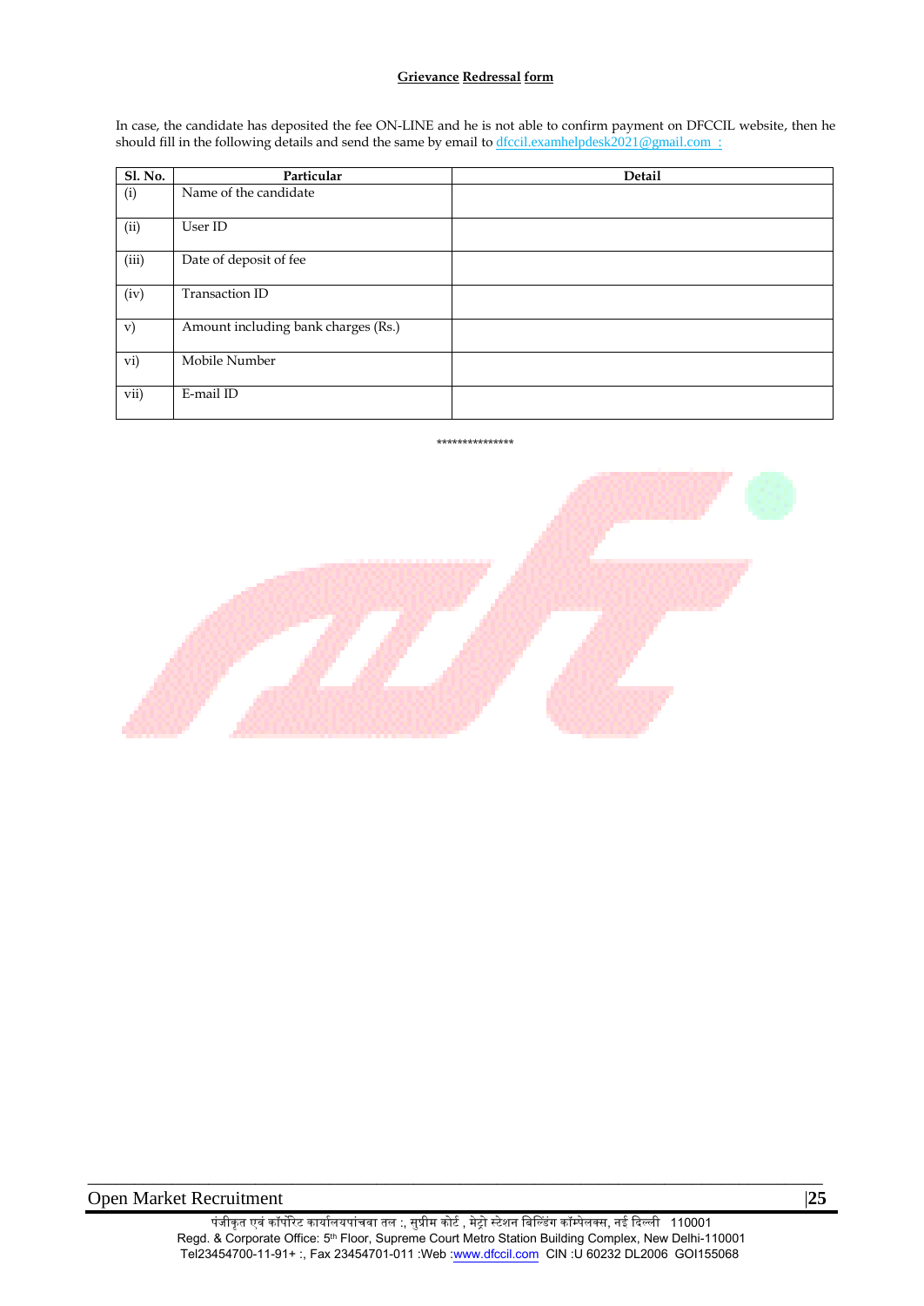**Grievance Redressal form**

In case, the candidate has deposited the fee ON-LINE and he is not able to confirm payment on DFCCIL website, then he should fill in the following details and send the same by email to dfccil.examhelpdesk2021@gmail.com :

| Sl. No. | Particular | Detail |
|---|---|---|
| (i) | Name of the candidate | |
| (ii) | User ID | |
| (iii) | Date of deposit of fee | |
| (iv) | Transaction ID | |
| v) | Amount including bank charges (Rs.) | |
| vi) | Mobile Number | |
| vii) | E-mail ID | |

***************